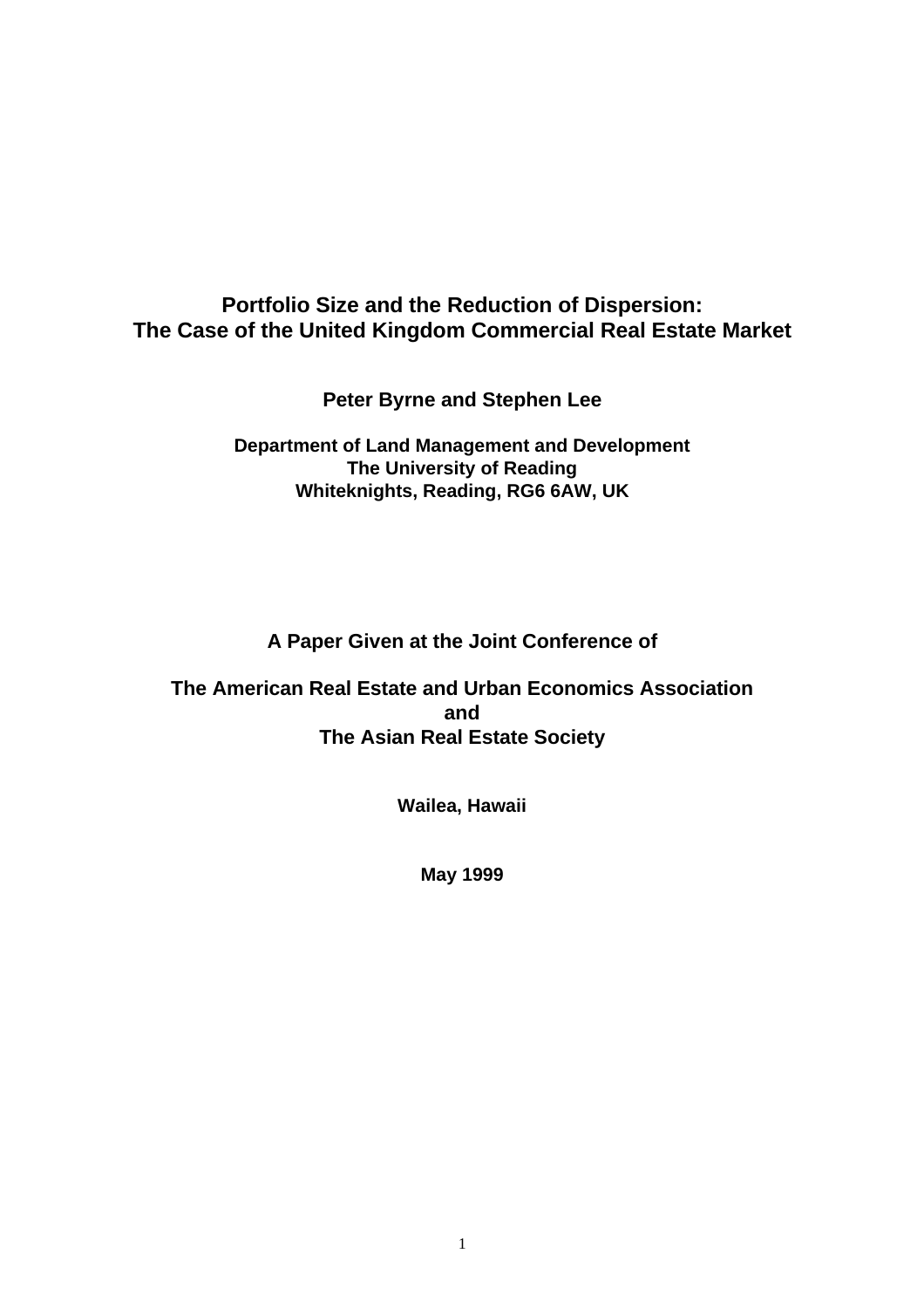# Portfolio Size and the Reduction of Dispersion:
# The Case of the United Kingdom Commercial Real Estate Market

**Peter Byrne and Stephen Lee**

**Department of Land Management and Development**
**The University of Reading**
**Whiteknights, Reading, RG6 6AW, UK**

**A Paper Given at the Joint Conference of**

**The American Real Estate and Urban Economics Association**
**and**
**The Asian Real Estate Society**

**Wailea, Hawaii**

**May 1999**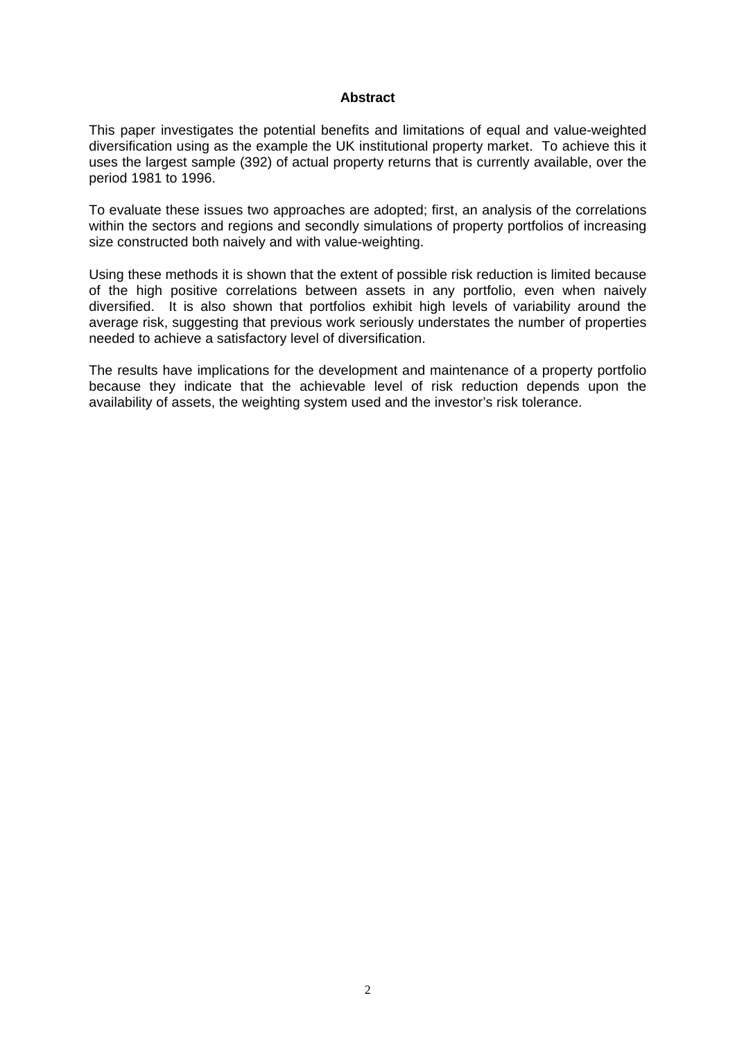## Abstract

This paper investigates the potential benefits and limitations of equal and value-weighted diversification using as the example the UK institutional property market. To achieve this it uses the largest sample (392) of actual property returns that is currently available, over the period 1981 to 1996.

To evaluate these issues two approaches are adopted; first, an analysis of the correlations within the sectors and regions and secondly simulations of property portfolios of increasing size constructed both naively and with value-weighting.

Using these methods it is shown that the extent of possible risk reduction is limited because of the high positive correlations between assets in any portfolio, even when naively diversified. It is also shown that portfolios exhibit high levels of variability around the average risk, suggesting that previous work seriously understates the number of properties needed to achieve a satisfactory level of diversification.

The results have implications for the development and maintenance of a property portfolio because they indicate that the achievable level of risk reduction depends upon the availability of assets, the weighting system used and the investor's risk tolerance.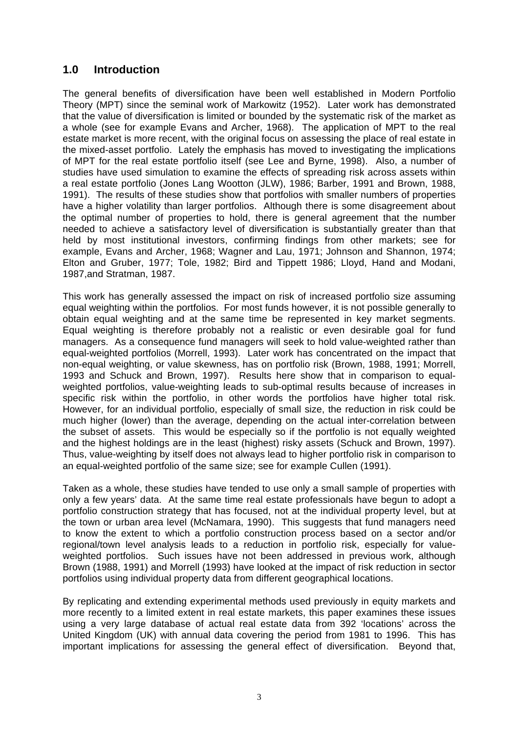## 1.0 Introduction

The general benefits of diversification have been well established in Modern Portfolio Theory (MPT) since the seminal work of Markowitz (1952). Later work has demonstrated that the value of diversification is limited or bounded by the systematic risk of the market as a whole (see for example Evans and Archer, 1968). The application of MPT to the real estate market is more recent, with the original focus on assessing the place of real estate in the mixed-asset portfolio. Lately the emphasis has moved to investigating the implications of MPT for the real estate portfolio itself (see Lee and Byrne, 1998). Also, a number of studies have used simulation to examine the effects of spreading risk across assets within a real estate portfolio (Jones Lang Wootton (JLW), 1986; Barber, 1991 and Brown, 1988, 1991). The results of these studies show that portfolios with smaller numbers of properties have a higher volatility than larger portfolios. Although there is some disagreement about the optimal number of properties to hold, there is general agreement that the number needed to achieve a satisfactory level of diversification is substantially greater than that held by most institutional investors, confirming findings from other markets; see for example, Evans and Archer, 1968; Wagner and Lau, 1971; Johnson and Shannon, 1974; Elton and Gruber, 1977; Tole, 1982; Bird and Tippett 1986; Lloyd, Hand and Modani, 1987,and Stratman, 1987.

This work has generally assessed the impact on risk of increased portfolio size assuming equal weighting within the portfolios. For most funds however, it is not possible generally to obtain equal weighting and at the same time be represented in key market segments. Equal weighting is therefore probably not a realistic or even desirable goal for fund managers. As a consequence fund managers will seek to hold value-weighted rather than equal-weighted portfolios (Morrell, 1993). Later work has concentrated on the impact that non-equal weighting, or value skewness, has on portfolio risk (Brown, 1988, 1991; Morrell, 1993 and Schuck and Brown, 1997). Results here show that in comparison to equal-weighted portfolios, value-weighting leads to sub-optimal results because of increases in specific risk within the portfolio, in other words the portfolios have higher total risk. However, for an individual portfolio, especially of small size, the reduction in risk could be much higher (lower) than the average, depending on the actual inter-correlation between the subset of assets. This would be especially so if the portfolio is not equally weighted and the highest holdings are in the least (highest) risky assets (Schuck and Brown, 1997). Thus, value-weighting by itself does not always lead to higher portfolio risk in comparison to an equal-weighted portfolio of the same size; see for example Cullen (1991).

Taken as a whole, these studies have tended to use only a small sample of properties with only a few years' data. At the same time real estate professionals have begun to adopt a portfolio construction strategy that has focused, not at the individual property level, but at the town or urban area level (McNamara, 1990). This suggests that fund managers need to know the extent to which a portfolio construction process based on a sector and/or regional/town level analysis leads to a reduction in portfolio risk, especially for value-weighted portfolios. Such issues have not been addressed in previous work, although Brown (1988, 1991) and Morrell (1993) have looked at the impact of risk reduction in sector portfolios using individual property data from different geographical locations.

By replicating and extending experimental methods used previously in equity markets and more recently to a limited extent in real estate markets, this paper examines these issues using a very large database of actual real estate data from 392 'locations' across the United Kingdom (UK) with annual data covering the period from 1981 to 1996. This has important implications for assessing the general effect of diversification. Beyond that,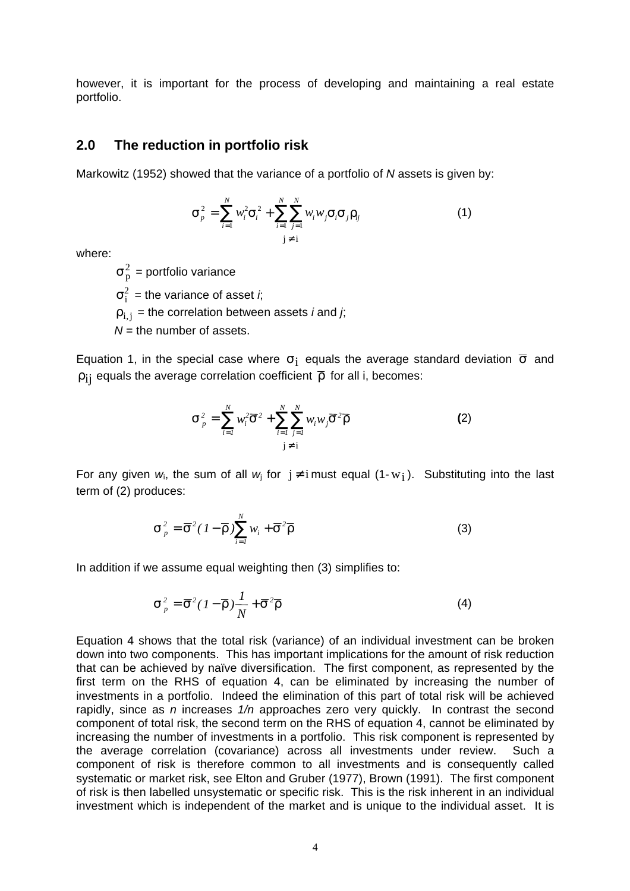however, it is important for the process of developing and maintaining a real estate portfolio.

## 2.0 The reduction in portfolio risk

Markowitz (1952) showed that the variance of a portfolio of *N* assets is given by:

$$\sigma_p^2 = \sum_{i=1}^{N} w_i^2 \sigma_i^2 + \sum_{i=1}^{N} \sum_{\substack{j=1 \\ j \neq i}}^{N} w_i w_j \sigma_i \sigma_j \rho_{ij} \tag{1}$$

where:

$\sigma_p^2$ = portfolio variance

$\sigma_i^2$ = the variance of asset *i*;

$\rho_{i,j}$ = the correlation between assets *i* and *j*;

*N* = the number of assets.

Equation 1, in the special case where $\sigma_i$ equals the average standard deviation $\overline{\sigma}$ and $\rho_{ij}$ equals the average correlation coefficient $\overline{\rho}$ for all i, becomes:

$$\sigma_p^2 = \sum_{i=1}^{N} w_i^2 \overline{\sigma}^2 + \sum_{i=1}^{N} \sum_{\substack{j=1 \\ j \neq i}}^{N} w_i w_j \overline{\sigma}^2 \overline{\rho} \tag{2}$$

For any given $w_i$, the sum of all $w_j$ for $j \neq i$ must equal $(1 - w_i)$. Substituting into the last term of (2) produces:

$$\sigma_p^2 = \overline{\sigma}^2 (1 - \overline{\rho}) \sum_{i=1}^{N} w_i + \overline{\sigma}^2 \overline{\rho} \tag{3}$$

In addition if we assume equal weighting then (3) simplifies to:

$$\sigma_p^2 = \overline{\sigma}^2 (1 - \overline{\rho}) \frac{1}{N} + \overline{\sigma}^2 \overline{\rho} \tag{4}$$

Equation 4 shows that the total risk (variance) of an individual investment can be broken down into two components. This has important implications for the amount of risk reduction that can be achieved by naïve diversification. The first component, as represented by the first term on the RHS of equation 4, can be eliminated by increasing the number of investments in a portfolio. Indeed the elimination of this part of total risk will be achieved rapidly, since as *n* increases *1/n* approaches zero very quickly. In contrast the second component of total risk, the second term on the RHS of equation 4, cannot be eliminated by increasing the number of investments in a portfolio. This risk component is represented by the average correlation (covariance) across all investments under review. Such a component of risk is therefore common to all investments and is consequently called systematic or market risk, see Elton and Gruber (1977), Brown (1991). The first component of risk is then labelled unsystematic or specific risk. This is the risk inherent in an individual investment which is independent of the market and is unique to the individual asset. It is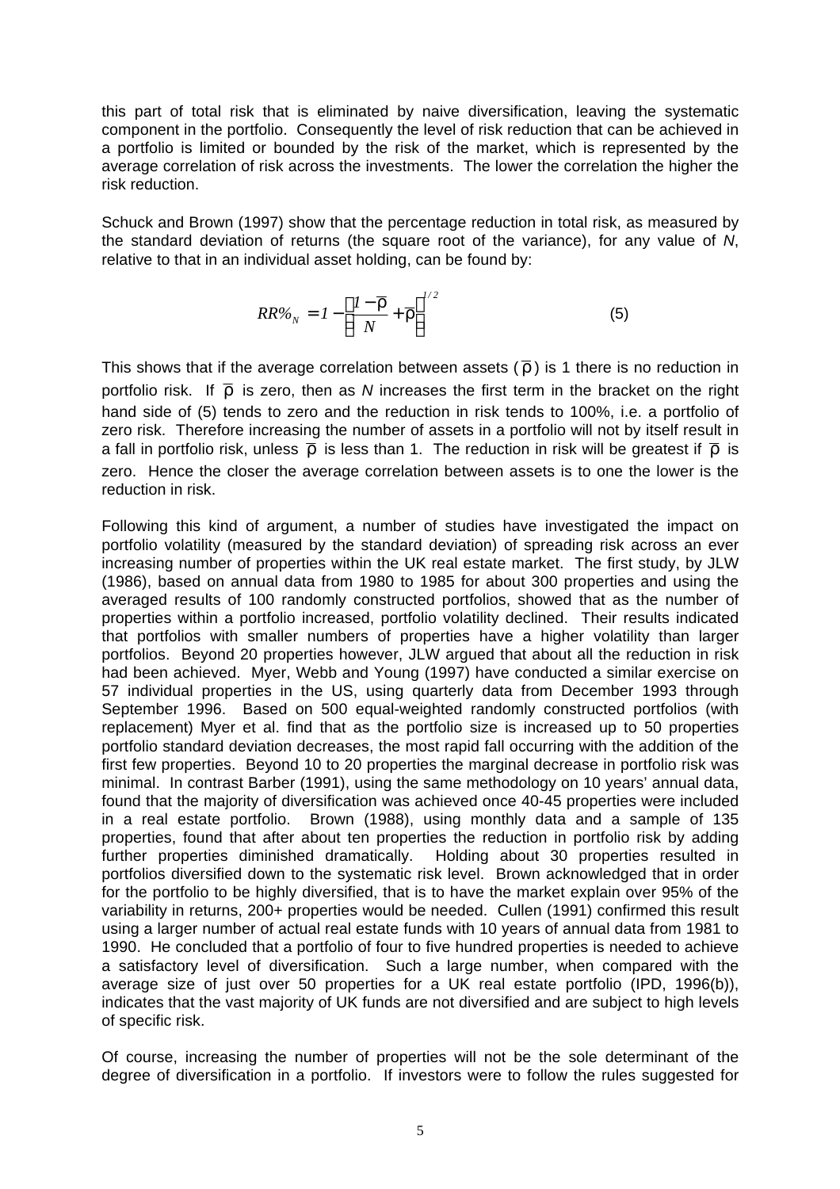this part of total risk that is eliminated by naive diversification, leaving the systematic component in the portfolio. Consequently the level of risk reduction that can be achieved in a portfolio is limited or bounded by the risk of the market, which is represented by the average correlation of risk across the investments. The lower the correlation the higher the risk reduction.

Schuck and Brown (1997) show that the percentage reduction in total risk, as measured by the standard deviation of returns (the square root of the variance), for any value of *N*, relative to that in an individual asset holding, can be found by:

$$RR\%_N = 1 - \left[\frac{1-\bar{\rho}}{N} + \bar{\rho}\right]^{1/2} \tag{5}$$

This shows that if the average correlation between assets ($\bar{\rho}$) is 1 there is no reduction in portfolio risk. If $\bar{\rho}$ is zero, then as *N* increases the first term in the bracket on the right hand side of (5) tends to zero and the reduction in risk tends to 100%, i.e. a portfolio of zero risk. Therefore increasing the number of assets in a portfolio will not by itself result in a fall in portfolio risk, unless $\bar{\rho}$ is less than 1. The reduction in risk will be greatest if $\bar{\rho}$ is zero. Hence the closer the average correlation between assets is to one the lower is the reduction in risk.

Following this kind of argument, a number of studies have investigated the impact on portfolio volatility (measured by the standard deviation) of spreading risk across an ever increasing number of properties within the UK real estate market. The first study, by JLW (1986), based on annual data from 1980 to 1985 for about 300 properties and using the averaged results of 100 randomly constructed portfolios, showed that as the number of properties within a portfolio increased, portfolio volatility declined. Their results indicated that portfolios with smaller numbers of properties have a higher volatility than larger portfolios. Beyond 20 properties however, JLW argued that about all the reduction in risk had been achieved. Myer, Webb and Young (1997) have conducted a similar exercise on 57 individual properties in the US, using quarterly data from December 1993 through September 1996. Based on 500 equal-weighted randomly constructed portfolios (with replacement) Myer et al. find that as the portfolio size is increased up to 50 properties portfolio standard deviation decreases, the most rapid fall occurring with the addition of the first few properties. Beyond 10 to 20 properties the marginal decrease in portfolio risk was minimal. In contrast Barber (1991), using the same methodology on 10 years' annual data, found that the majority of diversification was achieved once 40-45 properties were included in a real estate portfolio. Brown (1988), using monthly data and a sample of 135 properties, found that after about ten properties the reduction in portfolio risk by adding further properties diminished dramatically. Holding about 30 properties resulted in portfolios diversified down to the systematic risk level. Brown acknowledged that in order for the portfolio to be highly diversified, that is to have the market explain over 95% of the variability in returns, 200+ properties would be needed. Cullen (1991) confirmed this result using a larger number of actual real estate funds with 10 years of annual data from 1981 to 1990. He concluded that a portfolio of four to five hundred properties is needed to achieve a satisfactory level of diversification. Such a large number, when compared with the average size of just over 50 properties for a UK real estate portfolio (IPD, 1996(b)), indicates that the vast majority of UK funds are not diversified and are subject to high levels of specific risk.

Of course, increasing the number of properties will not be the sole determinant of the degree of diversification in a portfolio. If investors were to follow the rules suggested for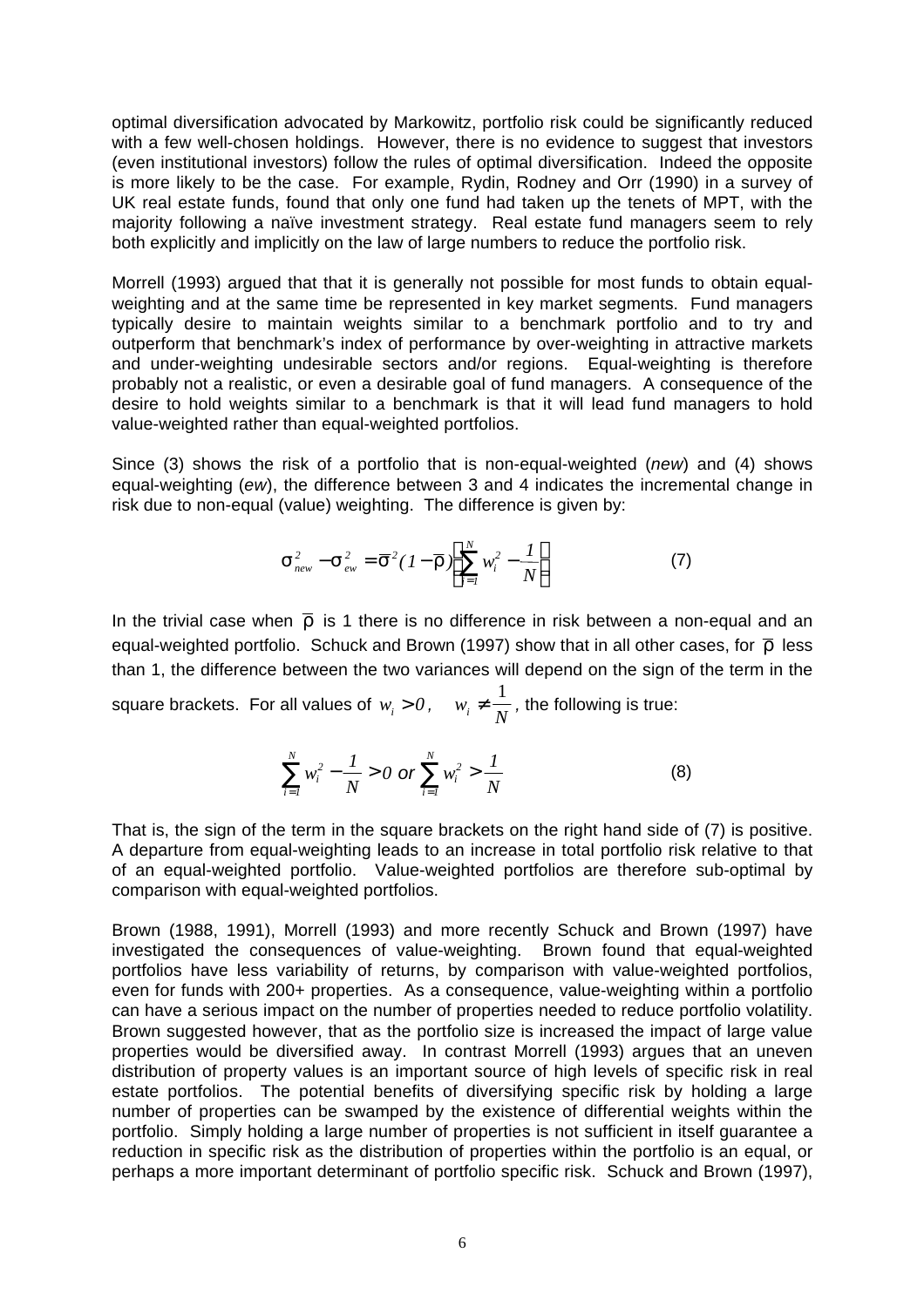optimal diversification advocated by Markowitz, portfolio risk could be significantly reduced with a few well-chosen holdings. However, there is no evidence to suggest that investors (even institutional investors) follow the rules of optimal diversification. Indeed the opposite is more likely to be the case. For example, Rydin, Rodney and Orr (1990) in a survey of UK real estate funds, found that only one fund had taken up the tenets of MPT, with the majority following a naïve investment strategy. Real estate fund managers seem to rely both explicitly and implicitly on the law of large numbers to reduce the portfolio risk.

Morrell (1993) argued that that it is generally not possible for most funds to obtain equal-weighting and at the same time be represented in key market segments. Fund managers typically desire to maintain weights similar to a benchmark portfolio and to try and outperform that benchmark's index of performance by over-weighting in attractive markets and under-weighting undesirable sectors and/or regions. Equal-weighting is therefore probably not a realistic, or even a desirable goal of fund managers. A consequence of the desire to hold weights similar to a benchmark is that it will lead fund managers to hold value-weighted rather than equal-weighted portfolios.

Since (3) shows the risk of a portfolio that is non-equal-weighted (*new*) and (4) shows equal-weighting (*ew*), the difference between 3 and 4 indicates the incremental change in risk due to non-equal (value) weighting. The difference is given by:

$$\sigma^2_{new} - \sigma^2_{ew} = \bar{\sigma}^2 (1 - \bar{\rho}) \left[ \sum_{i=1}^{N} w_i^2 - \frac{1}{N} \right] \qquad (7)$$

In the trivial case when $\bar{\rho}$ is 1 there is no difference in risk between a non-equal and an equal-weighted portfolio. Schuck and Brown (1997) show that in all other cases, for $\bar{\rho}$ less than 1, the difference between the two variances will depend on the sign of the term in the square brackets. For all values of $w_i > 0, \quad w_i \neq \frac{1}{N}$, the following is true:

$$\sum_{i=1}^{N} w_i^2 - \frac{1}{N} > 0 \text{ or } \sum_{i=1}^{N} w_i^2 > \frac{1}{N} \qquad (8)$$

That is, the sign of the term in the square brackets on the right hand side of (7) is positive. A departure from equal-weighting leads to an increase in total portfolio risk relative to that of an equal-weighted portfolio. Value-weighted portfolios are therefore sub-optimal by comparison with equal-weighted portfolios.

Brown (1988, 1991), Morrell (1993) and more recently Schuck and Brown (1997) have investigated the consequences of value-weighting. Brown found that equal-weighted portfolios have less variability of returns, by comparison with value-weighted portfolios, even for funds with 200+ properties. As a consequence, value-weighting within a portfolio can have a serious impact on the number of properties needed to reduce portfolio volatility. Brown suggested however, that as the portfolio size is increased the impact of large value properties would be diversified away. In contrast Morrell (1993) argues that an uneven distribution of property values is an important source of high levels of specific risk in real estate portfolios. The potential benefits of diversifying specific risk by holding a large number of properties can be swamped by the existence of differential weights within the portfolio. Simply holding a large number of properties is not sufficient in itself guarantee a reduction in specific risk as the distribution of properties within the portfolio is an equal, or perhaps a more important determinant of portfolio specific risk. Schuck and Brown (1997),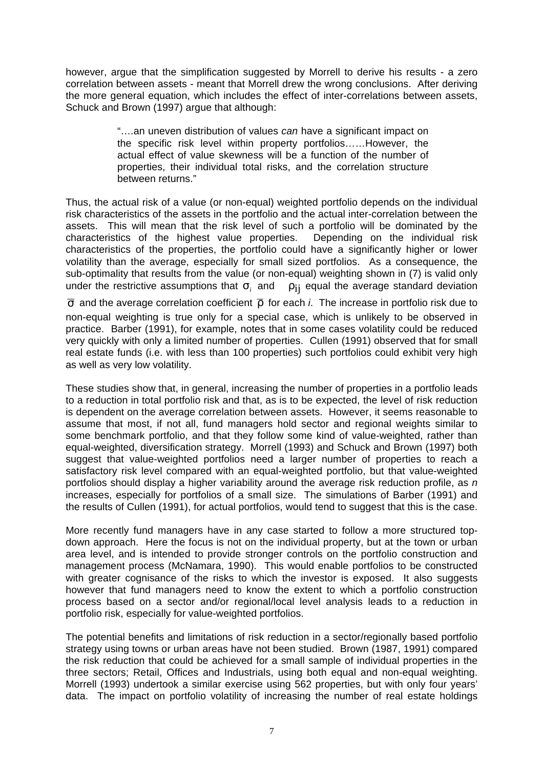however, argue that the simplification suggested by Morrell to derive his results - a zero correlation between assets - meant that Morrell drew the wrong conclusions. After deriving the more general equation, which includes the effect of inter-correlations between assets, Schuck and Brown (1997) argue that although:

> "….an uneven distribution of values *can* have a significant impact on the specific risk level within property portfolios……However, the actual effect of value skewness will be a function of the number of properties, their individual total risks, and the correlation structure between returns."

Thus, the actual risk of a value (or non-equal) weighted portfolio depends on the individual risk characteristics of the assets in the portfolio and the actual inter-correlation between the assets. This will mean that the risk level of such a portfolio will be dominated by the characteristics of the highest value properties. Depending on the individual risk characteristics of the properties, the portfolio could have a significantly higher or lower volatility than the average, especially for small sized portfolios. As a consequence, the sub-optimality that results from the value (or non-equal) weighting shown in (7) is valid only under the restrictive assumptions that $\sigma_i$ and $\rho_{ij}$ equal the average standard deviation $\overline{\sigma}$ and the average correlation coefficient $\overline{\rho}$ for each *i*. The increase in portfolio risk due to non-equal weighting is true only for a special case, which is unlikely to be observed in practice. Barber (1991), for example, notes that in some cases volatility could be reduced very quickly with only a limited number of properties. Cullen (1991) observed that for small real estate funds (i.e. with less than 100 properties) such portfolios could exhibit very high as well as very low volatility.

These studies show that, in general, increasing the number of properties in a portfolio leads to a reduction in total portfolio risk and that, as is to be expected, the level of risk reduction is dependent on the average correlation between assets. However, it seems reasonable to assume that most, if not all, fund managers hold sector and regional weights similar to some benchmark portfolio, and that they follow some kind of value-weighted, rather than equal-weighted, diversification strategy. Morrell (1993) and Schuck and Brown (1997) both suggest that value-weighted portfolios need a larger number of properties to reach a satisfactory risk level compared with an equal-weighted portfolio, but that value-weighted portfolios should display a higher variability around the average risk reduction profile, as *n* increases, especially for portfolios of a small size. The simulations of Barber (1991) and the results of Cullen (1991), for actual portfolios, would tend to suggest that this is the case.

More recently fund managers have in any case started to follow a more structured top-down approach. Here the focus is not on the individual property, but at the town or urban area level, and is intended to provide stronger controls on the portfolio construction and management process (McNamara, 1990). This would enable portfolios to be constructed with greater cognisance of the risks to which the investor is exposed. It also suggests however that fund managers need to know the extent to which a portfolio construction process based on a sector and/or regional/local level analysis leads to a reduction in portfolio risk, especially for value-weighted portfolios.

The potential benefits and limitations of risk reduction in a sector/regionally based portfolio strategy using towns or urban areas have not been studied. Brown (1987, 1991) compared the risk reduction that could be achieved for a small sample of individual properties in the three sectors; Retail, Offices and Industrials, using both equal and non-equal weighting. Morrell (1993) undertook a similar exercise using 562 properties, but with only four years' data. The impact on portfolio volatility of increasing the number of real estate holdings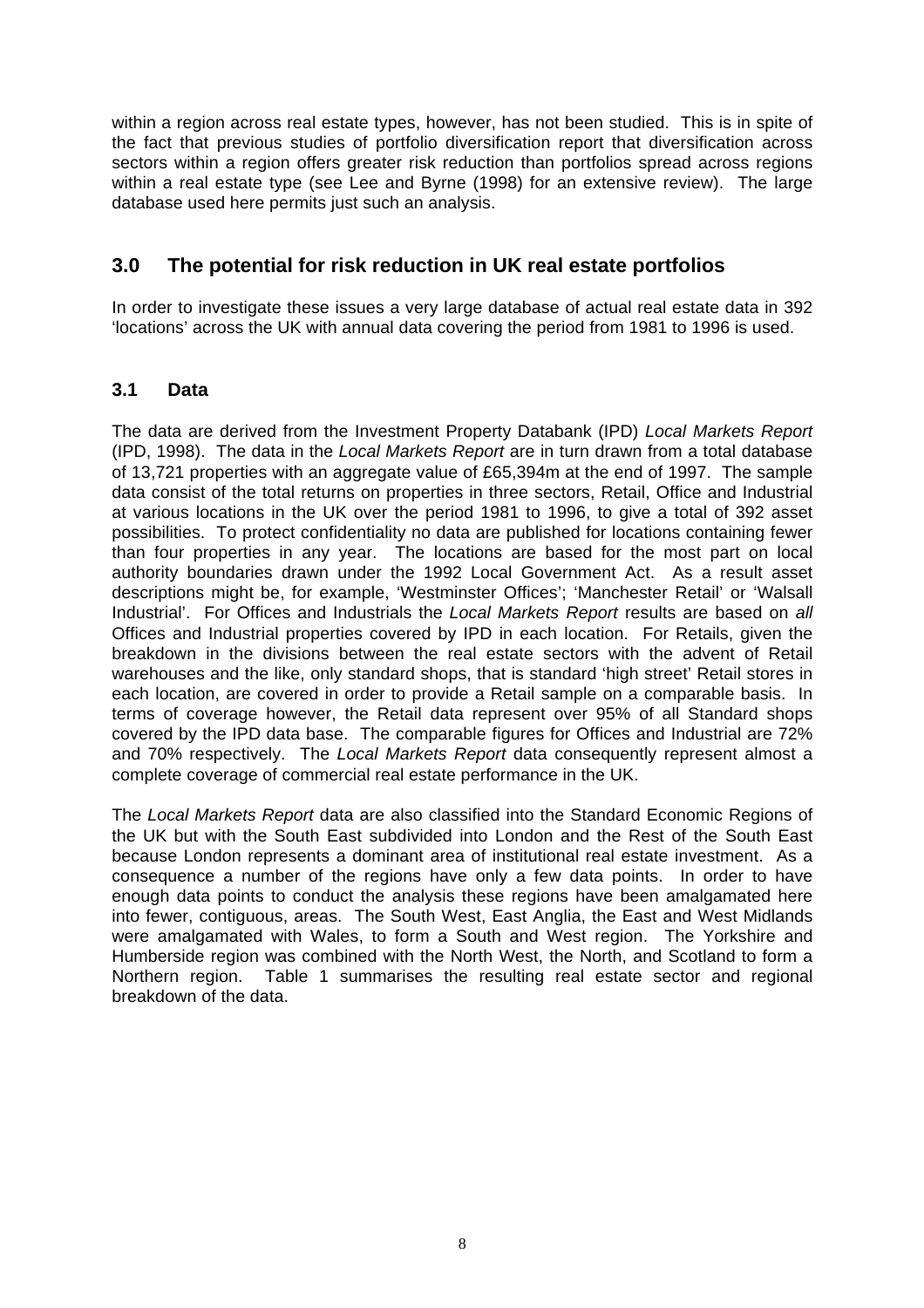within a region across real estate types, however, has not been studied. This is in spite of the fact that previous studies of portfolio diversification report that diversification across sectors within a region offers greater risk reduction than portfolios spread across regions within a real estate type (see Lee and Byrne (1998) for an extensive review). The large database used here permits just such an analysis.

## 3.0 The potential for risk reduction in UK real estate portfolios

In order to investigate these issues a very large database of actual real estate data in 392 'locations' across the UK with annual data covering the period from 1981 to 1996 is used.

### 3.1 Data

The data are derived from the Investment Property Databank (IPD) *Local Markets Report* (IPD, 1998). The data in the *Local Markets Report* are in turn drawn from a total database of 13,721 properties with an aggregate value of £65,394m at the end of 1997. The sample data consist of the total returns on properties in three sectors, Retail, Office and Industrial at various locations in the UK over the period 1981 to 1996, to give a total of 392 asset possibilities. To protect confidentiality no data are published for locations containing fewer than four properties in any year. The locations are based for the most part on local authority boundaries drawn under the 1992 Local Government Act. As a result asset descriptions might be, for example, 'Westminster Offices'; 'Manchester Retail' or 'Walsall Industrial'. For Offices and Industrials the *Local Markets Report* results are based on *all* Offices and Industrial properties covered by IPD in each location. For Retails, given the breakdown in the divisions between the real estate sectors with the advent of Retail warehouses and the like, only standard shops, that is standard 'high street' Retail stores in each location, are covered in order to provide a Retail sample on a comparable basis. In terms of coverage however, the Retail data represent over 95% of all Standard shops covered by the IPD data base. The comparable figures for Offices and Industrial are 72% and 70% respectively. The *Local Markets Report* data consequently represent almost a complete coverage of commercial real estate performance in the UK.

The *Local Markets Report* data are also classified into the Standard Economic Regions of the UK but with the South East subdivided into London and the Rest of the South East because London represents a dominant area of institutional real estate investment. As a consequence a number of the regions have only a few data points. In order to have enough data points to conduct the analysis these regions have been amalgamated here into fewer, contiguous, areas. The South West, East Anglia, the East and West Midlands were amalgamated with Wales, to form a South and West region. The Yorkshire and Humberside region was combined with the North West, the North, and Scotland to form a Northern region. Table 1 summarises the resulting real estate sector and regional breakdown of the data.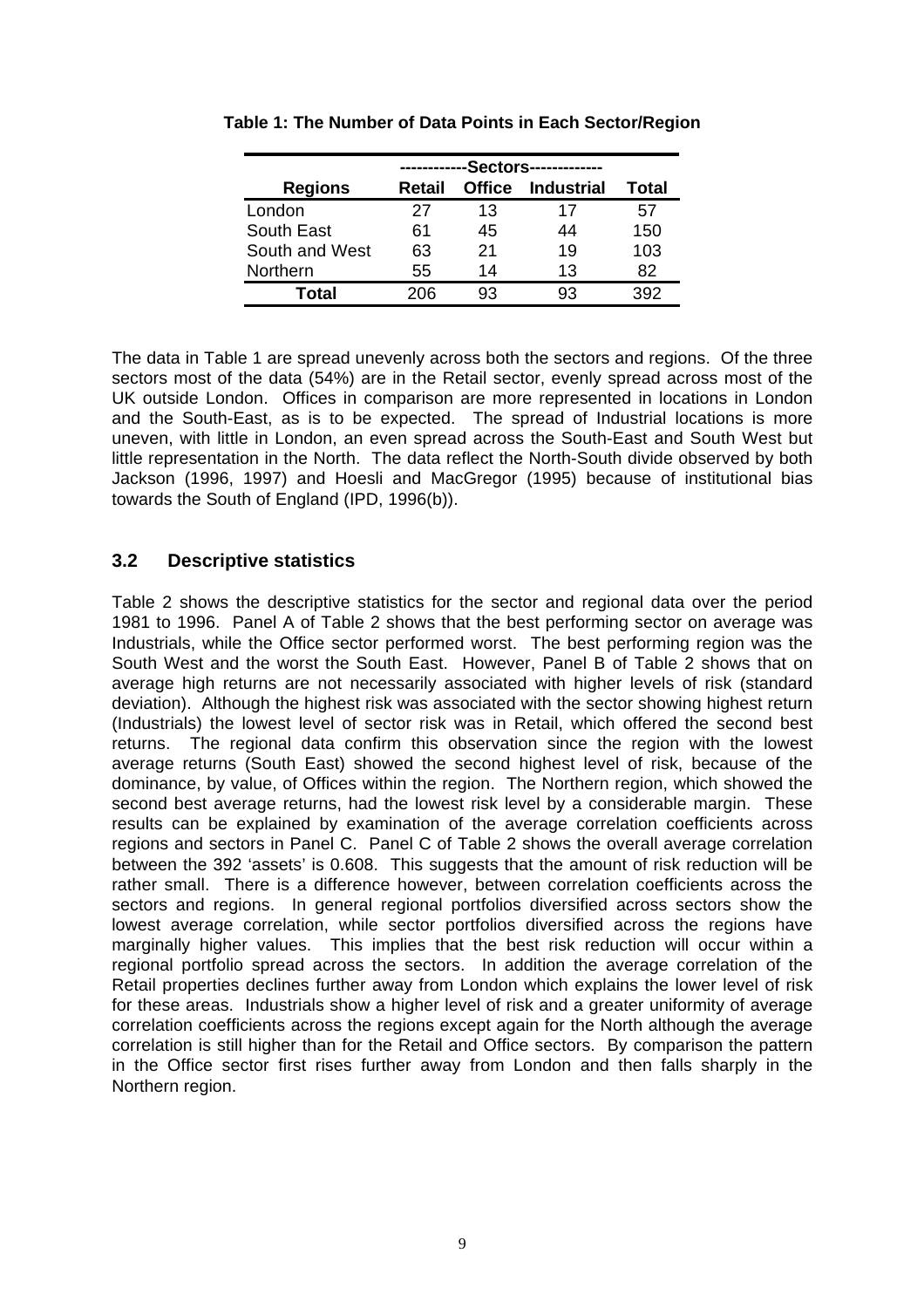**Table 1: The Number of Data Points in Each Sector/Region**

| | ------------Sectors------------- | | | |
|---|---|---|---|---|
| **Regions** | **Retail** | **Office** | **Industrial** | **Total** |
| London | 27 | 13 | 17 | 57 |
| South East | 61 | 45 | 44 | 150 |
| South and West | 63 | 21 | 19 | 103 |
| Northern | 55 | 14 | 13 | 82 |
| **Total** | 206 | 93 | 93 | 392 |

The data in Table 1 are spread unevenly across both the sectors and regions. Of the three sectors most of the data (54%) are in the Retail sector, evenly spread across most of the UK outside London. Offices in comparison are more represented in locations in London and the South-East, as is to be expected. The spread of Industrial locations is more uneven, with little in London, an even spread across the South-East and South West but little representation in the North. The data reflect the North-South divide observed by both Jackson (1996, 1997) and Hoesli and MacGregor (1995) because of institutional bias towards the South of England (IPD, 1996(b)).

## 3.2 Descriptive statistics

Table 2 shows the descriptive statistics for the sector and regional data over the period 1981 to 1996. Panel A of Table 2 shows that the best performing sector on average was Industrials, while the Office sector performed worst. The best performing region was the South West and the worst the South East. However, Panel B of Table 2 shows that on average high returns are not necessarily associated with higher levels of risk (standard deviation). Although the highest risk was associated with the sector showing highest return (Industrials) the lowest level of sector risk was in Retail, which offered the second best returns. The regional data confirm this observation since the region with the lowest average returns (South East) showed the second highest level of risk, because of the dominance, by value, of Offices within the region. The Northern region, which showed the second best average returns, had the lowest risk level by a considerable margin. These results can be explained by examination of the average correlation coefficients across regions and sectors in Panel C. Panel C of Table 2 shows the overall average correlation between the 392 'assets' is 0.608. This suggests that the amount of risk reduction will be rather small. There is a difference however, between correlation coefficients across the sectors and regions. In general regional portfolios diversified across sectors show the lowest average correlation, while sector portfolios diversified across the regions have marginally higher values. This implies that the best risk reduction will occur within a regional portfolio spread across the sectors. In addition the average correlation of the Retail properties declines further away from London which explains the lower level of risk for these areas. Industrials show a higher level of risk and a greater uniformity of average correlation coefficients across the regions except again for the North although the average correlation is still higher than for the Retail and Office sectors. By comparison the pattern in the Office sector first rises further away from London and then falls sharply in the Northern region.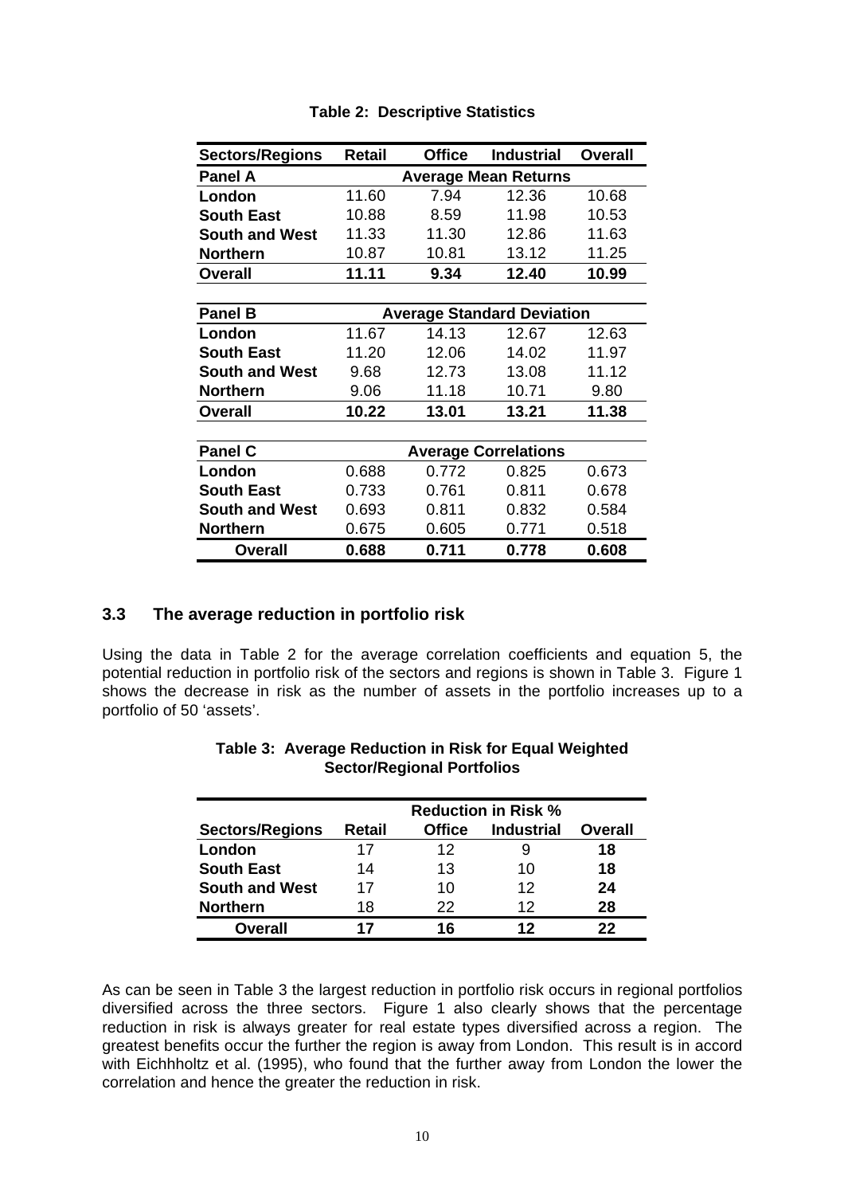**Table 2: Descriptive Statistics**

| Sectors/Regions | Retail | Office | Industrial | Overall |
|---|---|---|---|---|
| **Panel A** | **Average Mean Returns** | | | |
| **London** | 11.60 | 7.94 | 12.36 | 10.68 |
| **South East** | 10.88 | 8.59 | 11.98 | 10.53 |
| **South and West** | 11.33 | 11.30 | 12.86 | 11.63 |
| **Northern** | 10.87 | 10.81 | 13.12 | 11.25 |
| **Overall** | **11.11** | **9.34** | **12.40** | **10.99** |
| | | | | |
| **Panel B** | **Average Standard Deviation** | | | |
| **London** | 11.67 | 14.13 | 12.67 | 12.63 |
| **South East** | 11.20 | 12.06 | 14.02 | 11.97 |
| **South and West** | 9.68 | 12.73 | 13.08 | 11.12 |
| **Northern** | 9.06 | 11.18 | 10.71 | 9.80 |
| **Overall** | **10.22** | **13.01** | **13.21** | **11.38** |
| | | | | |
| **Panel C** | **Average Correlations** | | | |
| **London** | 0.688 | 0.772 | 0.825 | 0.673 |
| **South East** | 0.733 | 0.761 | 0.811 | 0.678 |
| **South and West** | 0.693 | 0.811 | 0.832 | 0.584 |
| **Northern** | 0.675 | 0.605 | 0.771 | 0.518 |
| **Overall** | **0.688** | **0.711** | **0.778** | **0.608** |

### 3.3 The average reduction in portfolio risk

Using the data in Table 2 for the average correlation coefficients and equation 5, the potential reduction in portfolio risk of the sectors and regions is shown in Table 3. Figure 1 shows the decrease in risk as the number of assets in the portfolio increases up to a portfolio of 50 'assets'.

**Table 3: Average Reduction in Risk for Equal Weighted Sector/Regional Portfolios**

| | **Reduction in Risk %** | | | |
|---|---|---|---|---|
| **Sectors/Regions** | **Retail** | **Office** | **Industrial** | **Overall** |
| **London** | 17 | 12 | 9 | **18** |
| **South East** | 14 | 13 | 10 | **18** |
| **South and West** | 17 | 10 | 12 | **24** |
| **Northern** | 18 | 22 | 12 | **28** |
| **Overall** | **17** | **16** | **12** | **22** |

As can be seen in Table 3 the largest reduction in portfolio risk occurs in regional portfolios diversified across the three sectors. Figure 1 also clearly shows that the percentage reduction in risk is always greater for real estate types diversified across a region. The greatest benefits occur the further the region is away from London. This result is in accord with Eichhholtz et al. (1995), who found that the further away from London the lower the correlation and hence the greater the reduction in risk.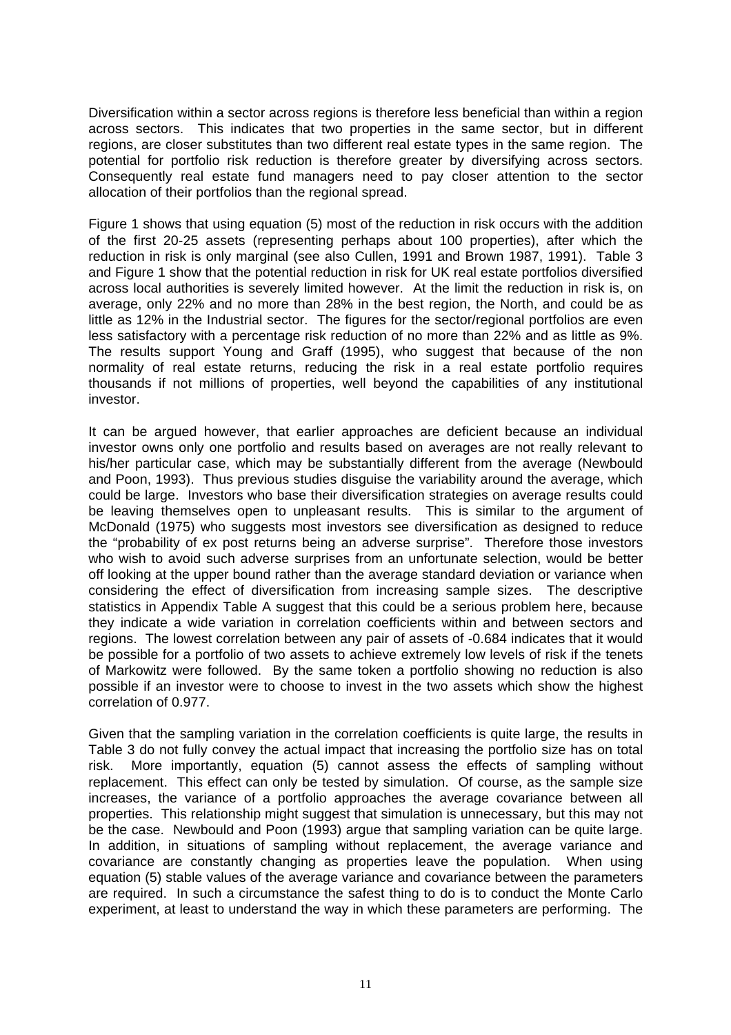Diversification within a sector across regions is therefore less beneficial than within a region across sectors. This indicates that two properties in the same sector, but in different regions, are closer substitutes than two different real estate types in the same region. The potential for portfolio risk reduction is therefore greater by diversifying across sectors. Consequently real estate fund managers need to pay closer attention to the sector allocation of their portfolios than the regional spread.

Figure 1 shows that using equation (5) most of the reduction in risk occurs with the addition of the first 20-25 assets (representing perhaps about 100 properties), after which the reduction in risk is only marginal (see also Cullen, 1991 and Brown 1987, 1991). Table 3 and Figure 1 show that the potential reduction in risk for UK real estate portfolios diversified across local authorities is severely limited however. At the limit the reduction in risk is, on average, only 22% and no more than 28% in the best region, the North, and could be as little as 12% in the Industrial sector. The figures for the sector/regional portfolios are even less satisfactory with a percentage risk reduction of no more than 22% and as little as 9%. The results support Young and Graff (1995), who suggest that because of the non normality of real estate returns, reducing the risk in a real estate portfolio requires thousands if not millions of properties, well beyond the capabilities of any institutional investor.

It can be argued however, that earlier approaches are deficient because an individual investor owns only one portfolio and results based on averages are not really relevant to his/her particular case, which may be substantially different from the average (Newbould and Poon, 1993). Thus previous studies disguise the variability around the average, which could be large. Investors who base their diversification strategies on average results could be leaving themselves open to unpleasant results. This is similar to the argument of McDonald (1975) who suggests most investors see diversification as designed to reduce the "probability of ex post returns being an adverse surprise". Therefore those investors who wish to avoid such adverse surprises from an unfortunate selection, would be better off looking at the upper bound rather than the average standard deviation or variance when considering the effect of diversification from increasing sample sizes. The descriptive statistics in Appendix Table A suggest that this could be a serious problem here, because they indicate a wide variation in correlation coefficients within and between sectors and regions. The lowest correlation between any pair of assets of -0.684 indicates that it would be possible for a portfolio of two assets to achieve extremely low levels of risk if the tenets of Markowitz were followed. By the same token a portfolio showing no reduction is also possible if an investor were to choose to invest in the two assets which show the highest correlation of 0.977.

Given that the sampling variation in the correlation coefficients is quite large, the results in Table 3 do not fully convey the actual impact that increasing the portfolio size has on total risk. More importantly, equation (5) cannot assess the effects of sampling without replacement. This effect can only be tested by simulation. Of course, as the sample size increases, the variance of a portfolio approaches the average covariance between all properties. This relationship might suggest that simulation is unnecessary, but this may not be the case. Newbould and Poon (1993) argue that sampling variation can be quite large. In addition, in situations of sampling without replacement, the average variance and covariance are constantly changing as properties leave the population. When using equation (5) stable values of the average variance and covariance between the parameters are required. In such a circumstance the safest thing to do is to conduct the Monte Carlo experiment, at least to understand the way in which these parameters are performing. The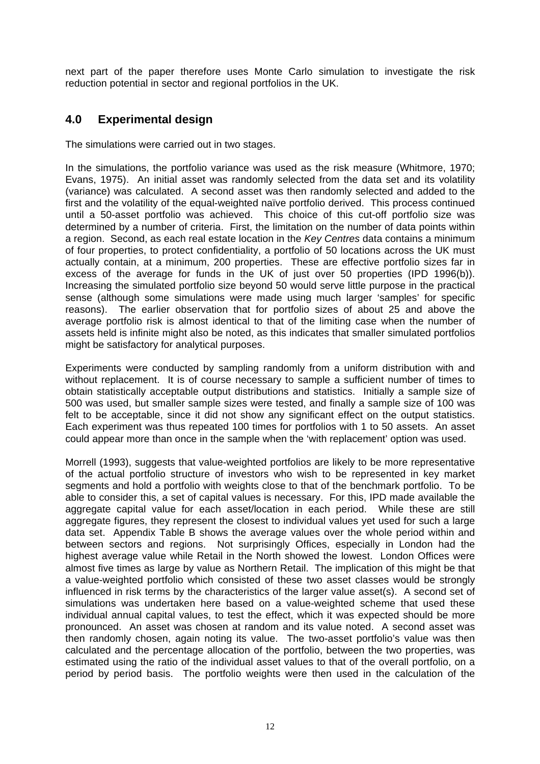next part of the paper therefore uses Monte Carlo simulation to investigate the risk reduction potential in sector and regional portfolios in the UK.

## 4.0 Experimental design

The simulations were carried out in two stages.

In the simulations, the portfolio variance was used as the risk measure (Whitmore, 1970; Evans, 1975). An initial asset was randomly selected from the data set and its volatility (variance) was calculated. A second asset was then randomly selected and added to the first and the volatility of the equal-weighted naïve portfolio derived. This process continued until a 50-asset portfolio was achieved. This choice of this cut-off portfolio size was determined by a number of criteria. First, the limitation on the number of data points within a region. Second, as each real estate location in the *Key Centres* data contains a minimum of four properties, to protect confidentiality, a portfolio of 50 locations across the UK must actually contain, at a minimum, 200 properties. These are effective portfolio sizes far in excess of the average for funds in the UK of just over 50 properties (IPD 1996(b)). Increasing the simulated portfolio size beyond 50 would serve little purpose in the practical sense (although some simulations were made using much larger 'samples' for specific reasons). The earlier observation that for portfolio sizes of about 25 and above the average portfolio risk is almost identical to that of the limiting case when the number of assets held is infinite might also be noted, as this indicates that smaller simulated portfolios might be satisfactory for analytical purposes.

Experiments were conducted by sampling randomly from a uniform distribution with and without replacement. It is of course necessary to sample a sufficient number of times to obtain statistically acceptable output distributions and statistics. Initially a sample size of 500 was used, but smaller sample sizes were tested, and finally a sample size of 100 was felt to be acceptable, since it did not show any significant effect on the output statistics. Each experiment was thus repeated 100 times for portfolios with 1 to 50 assets. An asset could appear more than once in the sample when the 'with replacement' option was used.

Morrell (1993), suggests that value-weighted portfolios are likely to be more representative of the actual portfolio structure of investors who wish to be represented in key market segments and hold a portfolio with weights close to that of the benchmark portfolio. To be able to consider this, a set of capital values is necessary. For this, IPD made available the aggregate capital value for each asset/location in each period. While these are still aggregate figures, they represent the closest to individual values yet used for such a large data set. Appendix Table B shows the average values over the whole period within and between sectors and regions. Not surprisingly Offices, especially in London had the highest average value while Retail in the North showed the lowest. London Offices were almost five times as large by value as Northern Retail. The implication of this might be that a value-weighted portfolio which consisted of these two asset classes would be strongly influenced in risk terms by the characteristics of the larger value asset(s). A second set of simulations was undertaken here based on a value-weighted scheme that used these individual annual capital values, to test the effect, which it was expected should be more pronounced. An asset was chosen at random and its value noted. A second asset was then randomly chosen, again noting its value. The two-asset portfolio's value was then calculated and the percentage allocation of the portfolio, between the two properties, was estimated using the ratio of the individual asset values to that of the overall portfolio, on a period by period basis. The portfolio weights were then used in the calculation of the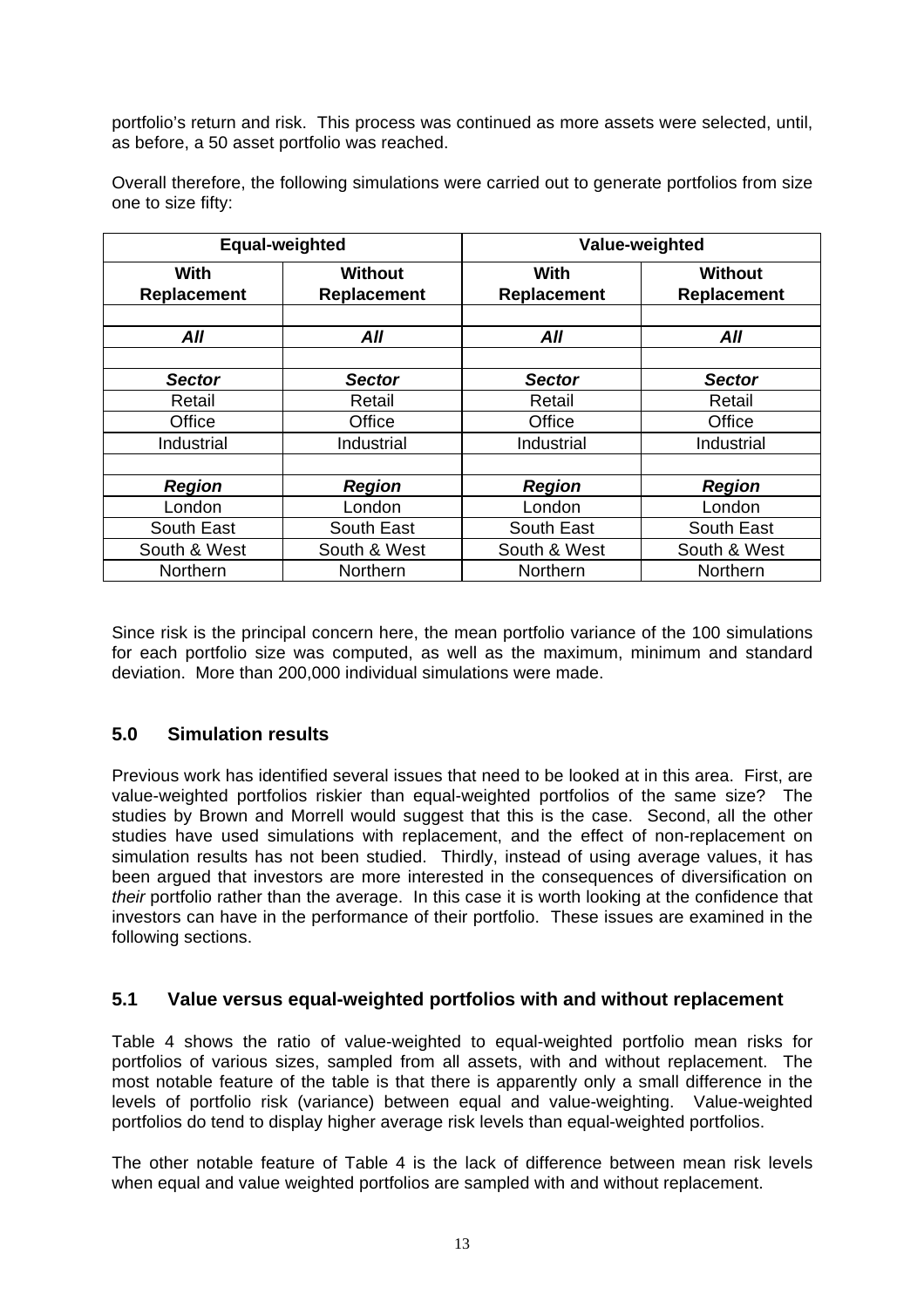portfolio's return and risk. This process was continued as more assets were selected, until, as before, a 50 asset portfolio was reached.

Overall therefore, the following simulations were carried out to generate portfolios from size one to size fifty:

| **Equal-weighted** | | **Value-weighted** | |
|---|---|---|---|
| **With Replacement** | **Without Replacement** | **With Replacement** | **Without Replacement** |
| | | | |
| ***All*** | ***All*** | ***All*** | ***All*** |
| | | | |
| ***Sector*** | ***Sector*** | ***Sector*** | ***Sector*** |
| Retail | Retail | Retail | Retail |
| Office | Office | Office | Office |
| Industrial | Industrial | Industrial | Industrial |
| | | | |
| ***Region*** | ***Region*** | ***Region*** | ***Region*** |
| London | London | London | London |
| South East | South East | South East | South East |
| South & West | South & West | South & West | South & West |
| Northern | Northern | Northern | Northern |

Since risk is the principal concern here, the mean portfolio variance of the 100 simulations for each portfolio size was computed, as well as the maximum, minimum and standard deviation. More than 200,000 individual simulations were made.

## 5.0 Simulation results

Previous work has identified several issues that need to be looked at in this area. First, are value-weighted portfolios riskier than equal-weighted portfolios of the same size? The studies by Brown and Morrell would suggest that this is the case. Second, all the other studies have used simulations with replacement, and the effect of non-replacement on simulation results has not been studied. Thirdly, instead of using average values, it has been argued that investors are more interested in the consequences of diversification on *their* portfolio rather than the average. In this case it is worth looking at the confidence that investors can have in the performance of their portfolio. These issues are examined in the following sections.

### 5.1 Value versus equal-weighted portfolios with and without replacement

Table 4 shows the ratio of value-weighted to equal-weighted portfolio mean risks for portfolios of various sizes, sampled from all assets, with and without replacement. The most notable feature of the table is that there is apparently only a small difference in the levels of portfolio risk (variance) between equal and value-weighting. Value-weighted portfolios do tend to display higher average risk levels than equal-weighted portfolios.

The other notable feature of Table 4 is the lack of difference between mean risk levels when equal and value weighted portfolios are sampled with and without replacement.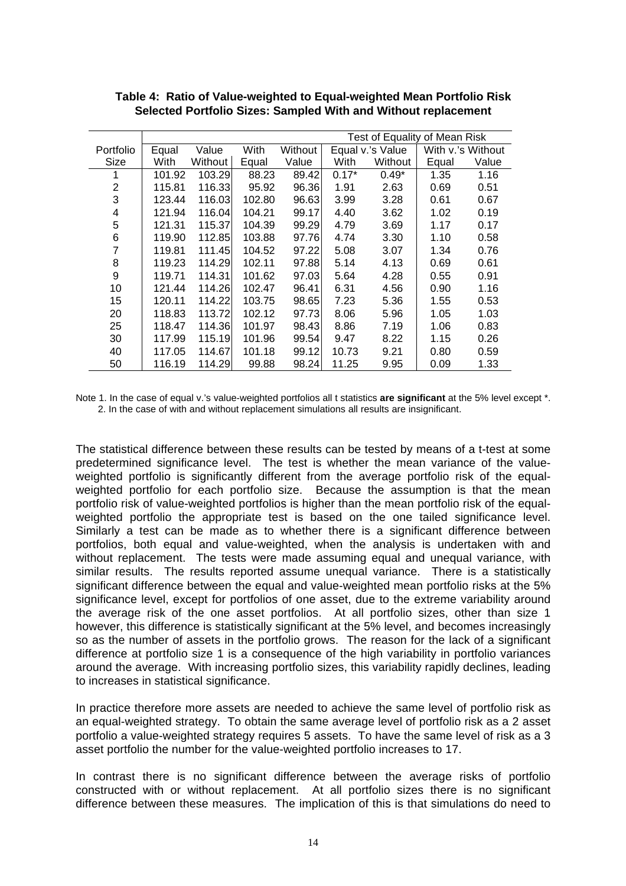**Table 4: Ratio of Value-weighted to Equal-weighted Mean Portfolio Risk Selected Portfolio Sizes: Sampled With and Without replacement**

| Portfolio | Equal | Value | With | Without | Test of Equality of Mean Risk | | | |
|---|---|---|---|---|---|---|---|---|
| | | | | | Equal v.'s Value | | With v.'s Without | |
| Size | With | Without | Equal | Value | With | Without | Equal | Value |
| 1 | 101.92 | 103.29 | 88.23 | 89.42 | 0.17* | 0.49* | 1.35 | 1.16 |
| 2 | 115.81 | 116.33 | 95.92 | 96.36 | 1.91 | 2.63 | 0.69 | 0.51 |
| 3 | 123.44 | 116.03 | 102.80 | 96.63 | 3.99 | 3.28 | 0.61 | 0.67 |
| 4 | 121.94 | 116.04 | 104.21 | 99.17 | 4.40 | 3.62 | 1.02 | 0.19 |
| 5 | 121.31 | 115.37 | 104.39 | 99.29 | 4.79 | 3.69 | 1.17 | 0.17 |
| 6 | 119.90 | 112.85 | 103.88 | 97.76 | 4.74 | 3.30 | 1.10 | 0.58 |
| 7 | 119.81 | 111.45 | 104.52 | 97.22 | 5.08 | 3.07 | 1.34 | 0.76 |
| 8 | 119.23 | 114.29 | 102.11 | 97.88 | 5.14 | 4.13 | 0.69 | 0.61 |
| 9 | 119.71 | 114.31 | 101.62 | 97.03 | 5.64 | 4.28 | 0.55 | 0.91 |
| 10 | 121.44 | 114.26 | 102.47 | 96.41 | 6.31 | 4.56 | 0.90 | 1.16 |
| 15 | 120.11 | 114.22 | 103.75 | 98.65 | 7.23 | 5.36 | 1.55 | 0.53 |
| 20 | 118.83 | 113.72 | 102.12 | 97.73 | 8.06 | 5.96 | 1.05 | 1.03 |
| 25 | 118.47 | 114.36 | 101.97 | 98.43 | 8.86 | 7.19 | 1.06 | 0.83 |
| 30 | 117.99 | 115.19 | 101.96 | 99.54 | 9.47 | 8.22 | 1.15 | 0.26 |
| 40 | 117.05 | 114.67 | 101.18 | 99.12 | 10.73 | 9.21 | 0.80 | 0.59 |
| 50 | 116.19 | 114.29 | 99.88 | 98.24 | 11.25 | 9.95 | 0.09 | 1.33 |

Note 1. In the case of equal v.'s value-weighted portfolios all t statistics **are significant** at the 5% level except *.
2. In the case of with and without replacement simulations all results are insignificant.

The statistical difference between these results can be tested by means of a t-test at some predetermined significance level. The test is whether the mean variance of the value-weighted portfolio is significantly different from the average portfolio risk of the equal-weighted portfolio for each portfolio size. Because the assumption is that the mean portfolio risk of value-weighted portfolios is higher than the mean portfolio risk of the equal-weighted portfolio the appropriate test is based on the one tailed significance level. Similarly a test can be made as to whether there is a significant difference between portfolios, both equal and value-weighted, when the analysis is undertaken with and without replacement. The tests were made assuming equal and unequal variance, with similar results. The results reported assume unequal variance. There is a statistically significant difference between the equal and value-weighted mean portfolio risks at the 5% significance level, except for portfolios of one asset, due to the extreme variability around the average risk of the one asset portfolios. At all portfolio sizes, other than size 1 however, this difference is statistically significant at the 5% level, and becomes increasingly so as the number of assets in the portfolio grows. The reason for the lack of a significant difference at portfolio size 1 is a consequence of the high variability in portfolio variances around the average. With increasing portfolio sizes, this variability rapidly declines, leading to increases in statistical significance.

In practice therefore more assets are needed to achieve the same level of portfolio risk as an equal-weighted strategy. To obtain the same average level of portfolio risk as a 2 asset portfolio a value-weighted strategy requires 5 assets. To have the same level of risk as a 3 asset portfolio the number for the value-weighted portfolio increases to 17.

In contrast there is no significant difference between the average risks of portfolio constructed with or without replacement. At all portfolio sizes there is no significant difference between these measures. The implication of this is that simulations do need to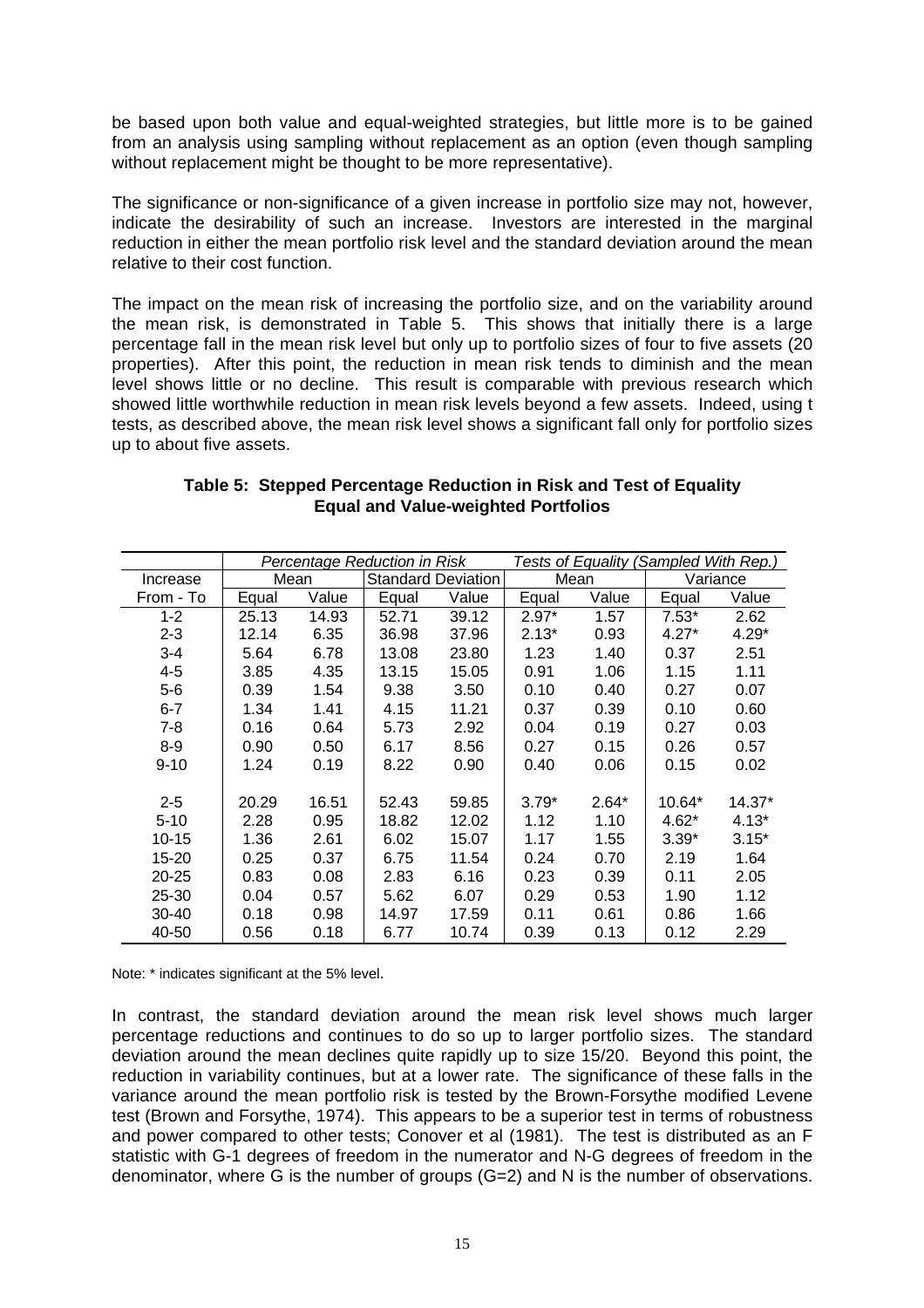be based upon both value and equal-weighted strategies, but little more is to be gained from an analysis using sampling without replacement as an option (even though sampling without replacement might be thought to be more representative).

The significance or non-significance of a given increase in portfolio size may not, however, indicate the desirability of such an increase. Investors are interested in the marginal reduction in either the mean portfolio risk level and the standard deviation around the mean relative to their cost function.

The impact on the mean risk of increasing the portfolio size, and on the variability around the mean risk, is demonstrated in Table 5. This shows that initially there is a large percentage fall in the mean risk level but only up to portfolio sizes of four to five assets (20 properties). After this point, the reduction in mean risk tends to diminish and the mean level shows little or no decline. This result is comparable with previous research which showed little worthwhile reduction in mean risk levels beyond a few assets. Indeed, using t tests, as described above, the mean risk level shows a significant fall only for portfolio sizes up to about five assets.

**Table 5: Stepped Percentage Reduction in Risk and Test of Equality Equal and Value-weighted Portfolios**

| | *Percentage Reduction in Risk* | | | | *Tests of Equality (Sampled With Rep.)* | | | |
|---|---|---|---|---|---|---|---|---|
| Increase | Mean | | Standard Deviation | | Mean | | Variance | |
| From - To | Equal | Value | Equal | Value | Equal | Value | Equal | Value |
| 1-2 | 25.13 | 14.93 | 52.71 | 39.12 | 2.97* | 1.57 | 7.53* | 2.62 |
| 2-3 | 12.14 | 6.35 | 36.98 | 37.96 | 2.13* | 0.93 | 4.27* | 4.29* |
| 3-4 | 5.64 | 6.78 | 13.08 | 23.80 | 1.23 | 1.40 | 0.37 | 2.51 |
| 4-5 | 3.85 | 4.35 | 13.15 | 15.05 | 0.91 | 1.06 | 1.15 | 1.11 |
| 5-6 | 0.39 | 1.54 | 9.38 | 3.50 | 0.10 | 0.40 | 0.27 | 0.07 |
| 6-7 | 1.34 | 1.41 | 4.15 | 11.21 | 0.37 | 0.39 | 0.10 | 0.60 |
| 7-8 | 0.16 | 0.64 | 5.73 | 2.92 | 0.04 | 0.19 | 0.27 | 0.03 |
| 8-9 | 0.90 | 0.50 | 6.17 | 8.56 | 0.27 | 0.15 | 0.26 | 0.57 |
| 9-10 | 1.24 | 0.19 | 8.22 | 0.90 | 0.40 | 0.06 | 0.15 | 0.02 |
| | | | | | | | | |
| 2-5 | 20.29 | 16.51 | 52.43 | 59.85 | 3.79* | 2.64* | 10.64* | 14.37* |
| 5-10 | 2.28 | 0.95 | 18.82 | 12.02 | 1.12 | 1.10 | 4.62* | 4.13* |
| 10-15 | 1.36 | 2.61 | 6.02 | 15.07 | 1.17 | 1.55 | 3.39* | 3.15* |
| 15-20 | 0.25 | 0.37 | 6.75 | 11.54 | 0.24 | 0.70 | 2.19 | 1.64 |
| 20-25 | 0.83 | 0.08 | 2.83 | 6.16 | 0.23 | 0.39 | 0.11 | 2.05 |
| 25-30 | 0.04 | 0.57 | 5.62 | 6.07 | 0.29 | 0.53 | 1.90 | 1.12 |
| 30-40 | 0.18 | 0.98 | 14.97 | 17.59 | 0.11 | 0.61 | 0.86 | 1.66 |
| 40-50 | 0.56 | 0.18 | 6.77 | 10.74 | 0.39 | 0.13 | 0.12 | 2.29 |

Note: * indicates significant at the 5% level.

In contrast, the standard deviation around the mean risk level shows much larger percentage reductions and continues to do so up to larger portfolio sizes. The standard deviation around the mean declines quite rapidly up to size 15/20. Beyond this point, the reduction in variability continues, but at a lower rate. The significance of these falls in the variance around the mean portfolio risk is tested by the Brown-Forsythe modified Levene test (Brown and Forsythe, 1974). This appears to be a superior test in terms of robustness and power compared to other tests; Conover et al (1981). The test is distributed as an F statistic with G-1 degrees of freedom in the numerator and N-G degrees of freedom in the denominator, where G is the number of groups (G=2) and N is the number of observations.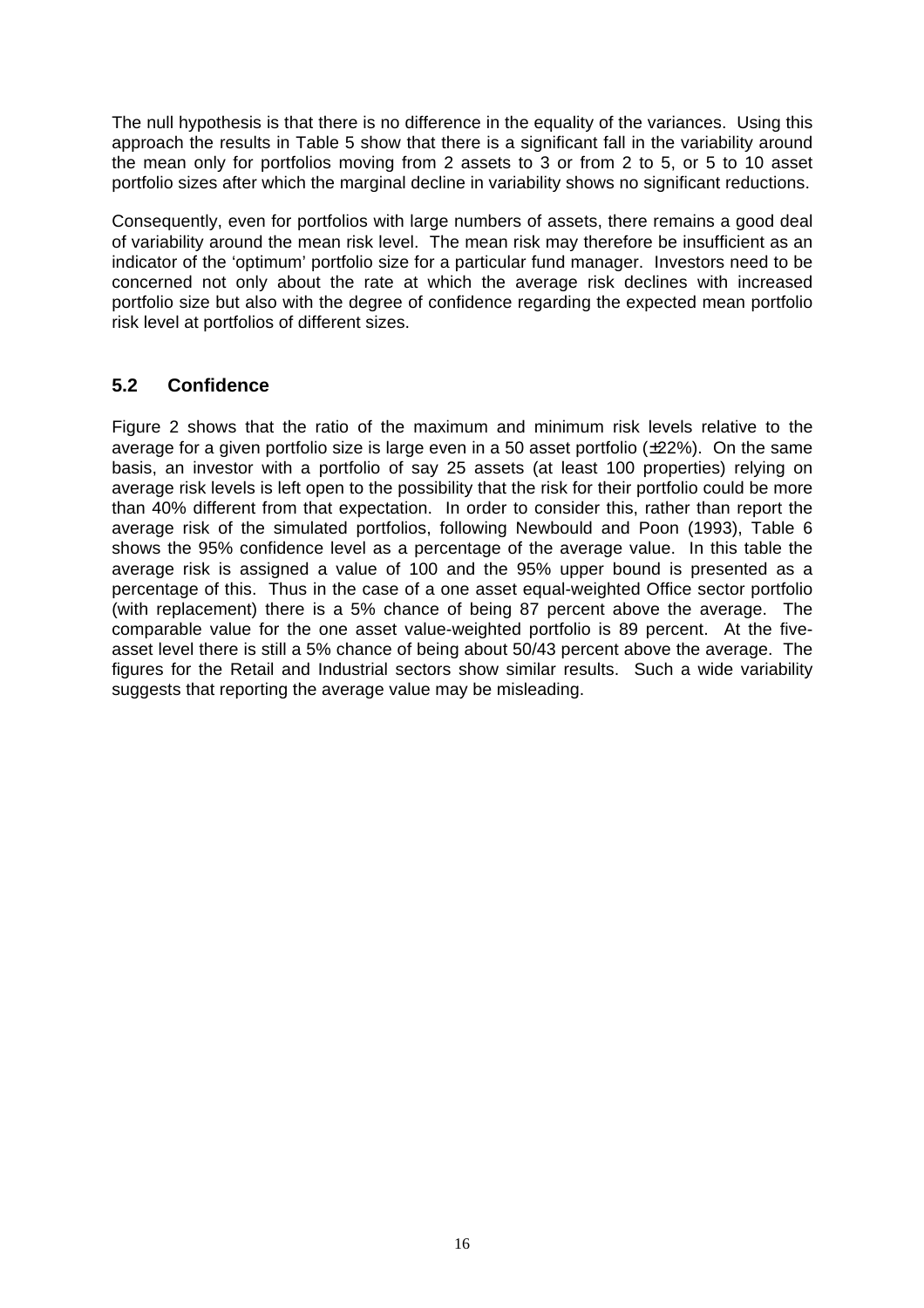The null hypothesis is that there is no difference in the equality of the variances. Using this approach the results in Table 5 show that there is a significant fall in the variability around the mean only for portfolios moving from 2 assets to 3 or from 2 to 5, or 5 to 10 asset portfolio sizes after which the marginal decline in variability shows no significant reductions.

Consequently, even for portfolios with large numbers of assets, there remains a good deal of variability around the mean risk level. The mean risk may therefore be insufficient as an indicator of the 'optimum' portfolio size for a particular fund manager. Investors need to be concerned not only about the rate at which the average risk declines with increased portfolio size but also with the degree of confidence regarding the expected mean portfolio risk level at portfolios of different sizes.

## 5.2 Confidence

Figure 2 shows that the ratio of the maximum and minimum risk levels relative to the average for a given portfolio size is large even in a 50 asset portfolio (±22%). On the same basis, an investor with a portfolio of say 25 assets (at least 100 properties) relying on average risk levels is left open to the possibility that the risk for their portfolio could be more than 40% different from that expectation. In order to consider this, rather than report the average risk of the simulated portfolios, following Newbould and Poon (1993), Table 6 shows the 95% confidence level as a percentage of the average value. In this table the average risk is assigned a value of 100 and the 95% upper bound is presented as a percentage of this. Thus in the case of a one asset equal-weighted Office sector portfolio (with replacement) there is a 5% chance of being 87 percent above the average. The comparable value for the one asset value-weighted portfolio is 89 percent. At the five-asset level there is still a 5% chance of being about 50/43 percent above the average. The figures for the Retail and Industrial sectors show similar results. Such a wide variability suggests that reporting the average value may be misleading.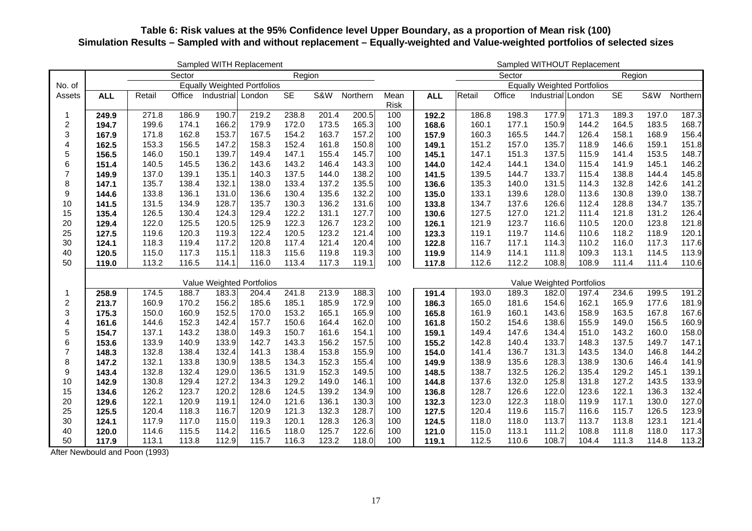**Table 6: Risk values at the 95% Confidence level Upper Boundary, as a proportion of Mean risk (100)**
**Simulation Results – Sampled with and without replacement – Equally-weighted and Value-weighted portfolios of selected sizes**

| | Sampled WITH Replacement | | | | | | | | | | Sampled WITHOUT Replacement | | | | | | | |
|---|---|---|---|---|---|---|---|---|---|---|---|---|---|---|---|---|---|---|
| | | Sector | | | Region | | | | | | | Sector | | | Region | | | |
| No. of | | Equally Weighted Portfolios | | | | | | | | | | Equally Weighted Portfolios | | | | | | |
| Assets | **ALL** | Retail | Office | Industrial | London | SE | S&W | Northern | Mean Risk | **ALL** | Retail | Office | Industrial | London | SE | S&W | Northern |
| 1 | **249.9** | 271.8 | 186.9 | 190.7 | 219.2 | 238.8 | 201.4 | 200.5 | 100 | **192.2** | 186.8 | 198.3 | 177.9 | 171.3 | 189.3 | 197.0 | 187.3 |
| 2 | **194.7** | 199.6 | 174.1 | 166.2 | 179.9 | 172.0 | 173.5 | 165.3 | 100 | **168.6** | 160.1 | 177.1 | 150.9 | 144.2 | 164.5 | 183.5 | 168.7 |
| 3 | **167.9** | 171.8 | 162.8 | 153.7 | 167.5 | 154.2 | 163.7 | 157.2 | 100 | **157.9** | 160.3 | 165.5 | 144.7 | 126.4 | 158.1 | 168.9 | 156.4 |
| 4 | **162.5** | 153.3 | 156.5 | 147.2 | 158.3 | 152.4 | 161.8 | 150.8 | 100 | **149.1** | 151.2 | 157.0 | 135.7 | 118.9 | 146.6 | 159.1 | 151.8 |
| 5 | **156.5** | 146.0 | 150.1 | 139.7 | 149.4 | 147.1 | 155.4 | 145.7 | 100 | **145.1** | 147.1 | 151.3 | 137.5 | 115.9 | 141.4 | 153.5 | 148.7 |
| 6 | **151.4** | 140.5 | 145.5 | 136.2 | 143.6 | 143.2 | 146.4 | 143.3 | 100 | **144.0** | 142.4 | 144.1 | 134.0 | 115.4 | 141.9 | 145.1 | 146.2 |
| 7 | **149.9** | 137.0 | 139.1 | 135.1 | 140.3 | 137.5 | 144.0 | 138.2 | 100 | **141.5** | 139.5 | 144.7 | 133.7 | 115.4 | 138.8 | 144.4 | 145.8 |
| 8 | **147.1** | 135.7 | 138.4 | 132.1 | 138.0 | 133.4 | 137.2 | 135.5 | 100 | **136.6** | 135.3 | 140.0 | 131.5 | 114.3 | 132.8 | 142.6 | 141.2 |
| 9 | **144.6** | 133.8 | 136.1 | 131.0 | 136.6 | 130.4 | 135.6 | 132.2 | 100 | **135.0** | 133.1 | 139.6 | 128.0 | 113.6 | 130.8 | 139.0 | 138.7 |
| 10 | **141.5** | 131.5 | 134.9 | 128.7 | 135.7 | 130.3 | 136.2 | 131.6 | 100 | **133.8** | 134.7 | 137.6 | 126.6 | 112.4 | 128.8 | 134.7 | 135.7 |
| 15 | **135.4** | 126.5 | 130.4 | 124.3 | 129.4 | 122.2 | 131.1 | 127.7 | 100 | **130.6** | 127.5 | 127.0 | 121.2 | 111.4 | 121.8 | 131.2 | 126.4 |
| 20 | **129.4** | 122.0 | 125.5 | 120.5 | 125.9 | 122.3 | 126.7 | 123.2 | 100 | **126.1** | 121.9 | 123.7 | 116.6 | 110.5 | 120.0 | 123.8 | 121.8 |
| 25 | **127.5** | 119.6 | 120.3 | 119.3 | 122.4 | 120.5 | 123.2 | 121.4 | 100 | **123.3** | 119.1 | 119.7 | 114.6 | 110.6 | 118.2 | 118.9 | 120.1 |
| 30 | **124.1** | 118.3 | 119.4 | 117.2 | 120.8 | 117.4 | 121.4 | 120.4 | 100 | **122.8** | 116.7 | 117.1 | 114.3 | 110.2 | 116.0 | 117.3 | 117.6 |
| 40 | **120.5** | 115.0 | 117.3 | 115.1 | 118.3 | 115.6 | 119.8 | 119.3 | 100 | **119.9** | 114.9 | 114.1 | 111.8 | 109.3 | 113.1 | 114.5 | 113.9 |
| 50 | **119.0** | 113.2 | 116.5 | 114.1 | 116.0 | 113.4 | 117.3 | 119.1 | 100 | **117.8** | 112.6 | 112.2 | 108.8 | 108.9 | 111.4 | 111.4 | 110.6 |
| | | Value Weighted Portfolios | | | | | | | | | | Value Weighted Portfolios | | | | | | |
| 1 | **258.9** | 174.5 | 188.7 | 183.3 | 204.4 | 241.8 | 213.9 | 188.3 | 100 | **191.4** | 193.0 | 189.3 | 182.0 | 197.4 | 234.6 | 199.5 | 191.2 |
| 2 | **213.7** | 160.9 | 170.2 | 156.2 | 185.6 | 185.1 | 185.9 | 172.9 | 100 | **186.3** | 165.0 | 181.6 | 154.6 | 162.1 | 165.9 | 177.6 | 181.9 |
| 3 | **175.3** | 150.0 | 160.9 | 152.5 | 170.0 | 153.2 | 165.1 | 165.9 | 100 | **165.8** | 161.9 | 160.1 | 143.6 | 158.9 | 163.5 | 167.8 | 167.6 |
| 4 | **161.6** | 144.6 | 152.3 | 142.4 | 157.7 | 150.6 | 164.4 | 162.0 | 100 | **161.8** | 150.2 | 154.6 | 138.6 | 155.9 | 149.0 | 156.5 | 160.9 |
| 5 | **154.7** | 137.1 | 143.2 | 138.0 | 149.3 | 150.7 | 161.6 | 154.1 | 100 | **159.1** | 149.4 | 147.6 | 134.4 | 151.0 | 143.2 | 160.0 | 158.0 |
| 6 | **153.6** | 133.9 | 140.9 | 133.9 | 142.7 | 143.3 | 156.2 | 157.5 | 100 | **155.2** | 142.8 | 140.4 | 133.7 | 148.3 | 137.5 | 149.7 | 147.1 |
| 7 | **148.3** | 132.8 | 138.4 | 132.4 | 141.3 | 138.4 | 153.8 | 155.9 | 100 | **154.0** | 141.4 | 136.7 | 131.3 | 143.5 | 134.0 | 146.8 | 144.2 |
| 8 | **147.2** | 132.1 | 133.8 | 130.9 | 138.5 | 134.3 | 152.3 | 155.4 | 100 | **149.9** | 138.9 | 135.6 | 128.3 | 138.9 | 130.6 | 146.4 | 141.9 |
| 9 | **143.4** | 132.8 | 132.4 | 129.0 | 136.5 | 131.9 | 152.3 | 149.5 | 100 | **148.5** | 138.7 | 132.5 | 126.2 | 135.4 | 129.2 | 145.1 | 139.1 |
| 10 | **142.9** | 130.8 | 129.4 | 127.2 | 134.3 | 129.2 | 149.0 | 146.1 | 100 | **144.8** | 137.6 | 132.0 | 125.8 | 131.8 | 127.2 | 143.5 | 133.9 |
| 15 | **134.6** | 126.2 | 123.7 | 120.2 | 128.6 | 124.5 | 139.2 | 134.9 | 100 | **136.8** | 128.7 | 126.6 | 122.0 | 123.6 | 122.1 | 136.3 | 132.4 |
| 20 | **129.6** | 122.1 | 120.9 | 119.1 | 124.0 | 121.6 | 136.1 | 130.3 | 100 | **132.3** | 123.0 | 122.3 | 118.0 | 119.9 | 117.1 | 130.0 | 127.0 |
| 25 | **125.5** | 120.4 | 118.3 | 116.7 | 120.9 | 121.3 | 132.3 | 128.7 | 100 | **127.5** | 120.4 | 119.6 | 115.7 | 116.6 | 115.7 | 126.5 | 123.9 |
| 30 | **124.1** | 117.9 | 117.0 | 115.0 | 119.3 | 120.1 | 128.3 | 126.3 | 100 | **124.5** | 118.0 | 118.0 | 113.7 | 113.7 | 113.8 | 123.1 | 121.4 |
| 40 | **120.0** | 114.6 | 115.5 | 114.2 | 116.5 | 118.0 | 125.7 | 122.6 | 100 | **121.0** | 115.0 | 113.1 | 111.2 | 108.8 | 111.8 | 118.0 | 117.3 |
| 50 | **117.9** | 113.1 | 113.8 | 112.9 | 115.7 | 116.3 | 123.2 | 118.0 | 100 | **119.1** | 112.5 | 110.6 | 108.7 | 104.4 | 111.3 | 114.8 | 113.2 |

After Newbould and Poon (1993)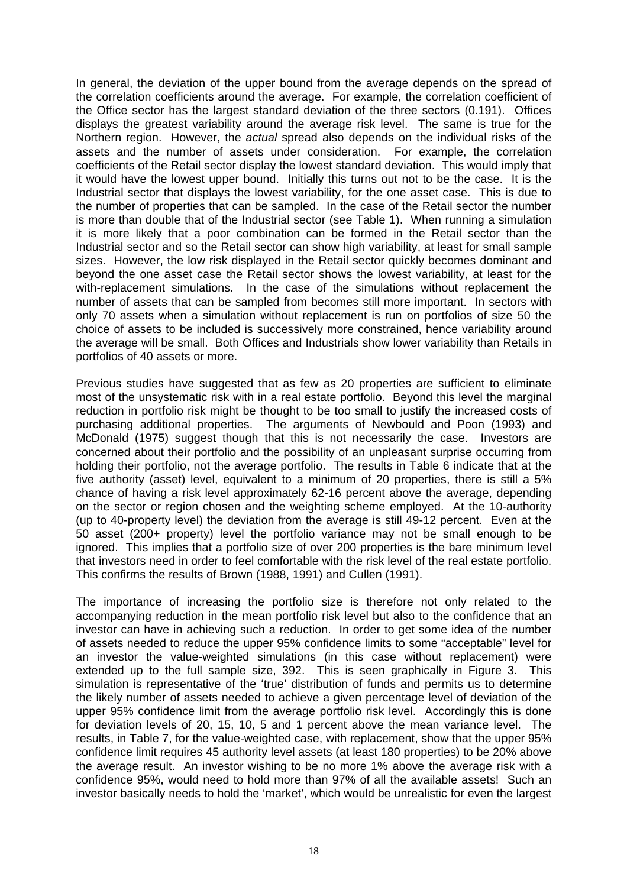In general, the deviation of the upper bound from the average depends on the spread of the correlation coefficients around the average. For example, the correlation coefficient of the Office sector has the largest standard deviation of the three sectors (0.191). Offices displays the greatest variability around the average risk level. The same is true for the Northern region. However, the *actual* spread also depends on the individual risks of the assets and the number of assets under consideration. For example, the correlation coefficients of the Retail sector display the lowest standard deviation. This would imply that it would have the lowest upper bound. Initially this turns out not to be the case. It is the Industrial sector that displays the lowest variability, for the one asset case. This is due to the number of properties that can be sampled. In the case of the Retail sector the number is more than double that of the Industrial sector (see Table 1). When running a simulation it is more likely that a poor combination can be formed in the Retail sector than the Industrial sector and so the Retail sector can show high variability, at least for small sample sizes. However, the low risk displayed in the Retail sector quickly becomes dominant and beyond the one asset case the Retail sector shows the lowest variability, at least for the with-replacement simulations. In the case of the simulations without replacement the number of assets that can be sampled from becomes still more important. In sectors with only 70 assets when a simulation without replacement is run on portfolios of size 50 the choice of assets to be included is successively more constrained, hence variability around the average will be small. Both Offices and Industrials show lower variability than Retails in portfolios of 40 assets or more.

Previous studies have suggested that as few as 20 properties are sufficient to eliminate most of the unsystematic risk with in a real estate portfolio. Beyond this level the marginal reduction in portfolio risk might be thought to be too small to justify the increased costs of purchasing additional properties. The arguments of Newbould and Poon (1993) and McDonald (1975) suggest though that this is not necessarily the case. Investors are concerned about their portfolio and the possibility of an unpleasant surprise occurring from holding their portfolio, not the average portfolio. The results in Table 6 indicate that at the five authority (asset) level, equivalent to a minimum of 20 properties, there is still a 5% chance of having a risk level approximately 62-16 percent above the average, depending on the sector or region chosen and the weighting scheme employed. At the 10-authority (up to 40-property level) the deviation from the average is still 49-12 percent. Even at the 50 asset (200+ property) level the portfolio variance may not be small enough to be ignored. This implies that a portfolio size of over 200 properties is the bare minimum level that investors need in order to feel comfortable with the risk level of the real estate portfolio. This confirms the results of Brown (1988, 1991) and Cullen (1991).

The importance of increasing the portfolio size is therefore not only related to the accompanying reduction in the mean portfolio risk level but also to the confidence that an investor can have in achieving such a reduction. In order to get some idea of the number of assets needed to reduce the upper 95% confidence limits to some "acceptable" level for an investor the value-weighted simulations (in this case without replacement) were extended up to the full sample size, 392. This is seen graphically in Figure 3. This simulation is representative of the 'true' distribution of funds and permits us to determine the likely number of assets needed to achieve a given percentage level of deviation of the upper 95% confidence limit from the average portfolio risk level. Accordingly this is done for deviation levels of 20, 15, 10, 5 and 1 percent above the mean variance level. The results, in Table 7, for the value-weighted case, with replacement, show that the upper 95% confidence limit requires 45 authority level assets (at least 180 properties) to be 20% above the average result. An investor wishing to be no more 1% above the average risk with a confidence 95%, would need to hold more than 97% of all the available assets! Such an investor basically needs to hold the 'market', which would be unrealistic for even the largest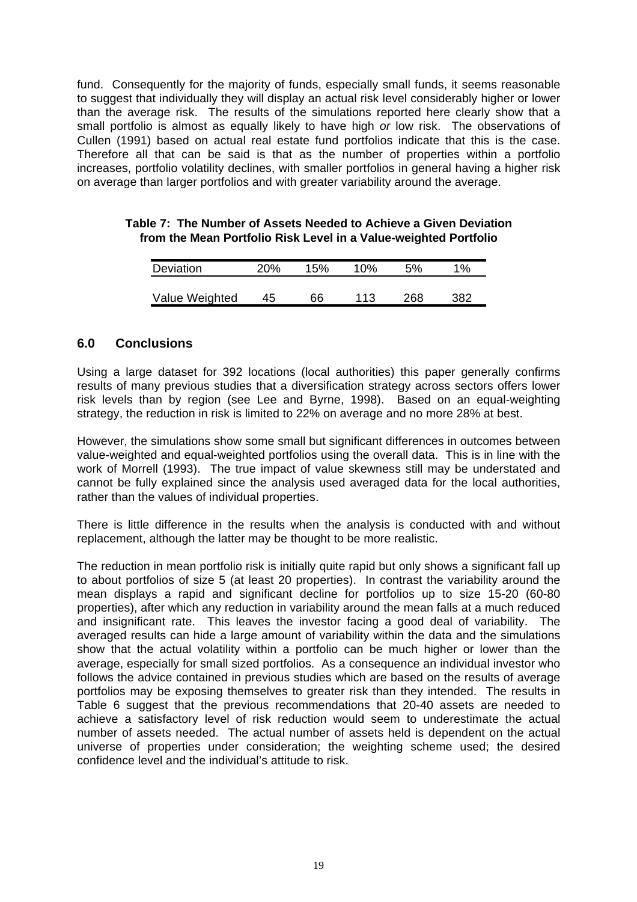fund. Consequently for the majority of funds, especially small funds, it seems reasonable to suggest that individually they will display an actual risk level considerably higher or lower than the average risk. The results of the simulations reported here clearly show that a small portfolio is almost as equally likely to have high *or* low risk. The observations of Cullen (1991) based on actual real estate fund portfolios indicate that this is the case. Therefore all that can be said is that as the number of properties within a portfolio increases, portfolio volatility declines, with smaller portfolios in general having a higher risk on average than larger portfolios and with greater variability around the average.

**Table 7: The Number of Assets Needed to Achieve a Given Deviation from the Mean Portfolio Risk Level in a Value-weighted Portfolio**

| Deviation | 20% | 15% | 10% | 5% | 1% |
|---|---|---|---|---|---|
| Value Weighted | 45 | 66 | 113 | 268 | 382 |

## 6.0 Conclusions

Using a large dataset for 392 locations (local authorities) this paper generally confirms results of many previous studies that a diversification strategy across sectors offers lower risk levels than by region (see Lee and Byrne, 1998). Based on an equal-weighting strategy, the reduction in risk is limited to 22% on average and no more 28% at best.

However, the simulations show some small but significant differences in outcomes between value-weighted and equal-weighted portfolios using the overall data. This is in line with the work of Morrell (1993). The true impact of value skewness still may be understated and cannot be fully explained since the analysis used averaged data for the local authorities, rather than the values of individual properties.

There is little difference in the results when the analysis is conducted with and without replacement, although the latter may be thought to be more realistic.

The reduction in mean portfolio risk is initially quite rapid but only shows a significant fall up to about portfolios of size 5 (at least 20 properties). In contrast the variability around the mean displays a rapid and significant decline for portfolios up to size 15-20 (60-80 properties), after which any reduction in variability around the mean falls at a much reduced and insignificant rate. This leaves the investor facing a good deal of variability. The averaged results can hide a large amount of variability within the data and the simulations show that the actual volatility within a portfolio can be much higher or lower than the average, especially for small sized portfolios. As a consequence an individual investor who follows the advice contained in previous studies which are based on the results of average portfolios may be exposing themselves to greater risk than they intended. The results in Table 6 suggest that the previous recommendations that 20-40 assets are needed to achieve a satisfactory level of risk reduction would seem to underestimate the actual number of assets needed. The actual number of assets held is dependent on the actual universe of properties under consideration; the weighting scheme used; the desired confidence level and the individual's attitude to risk.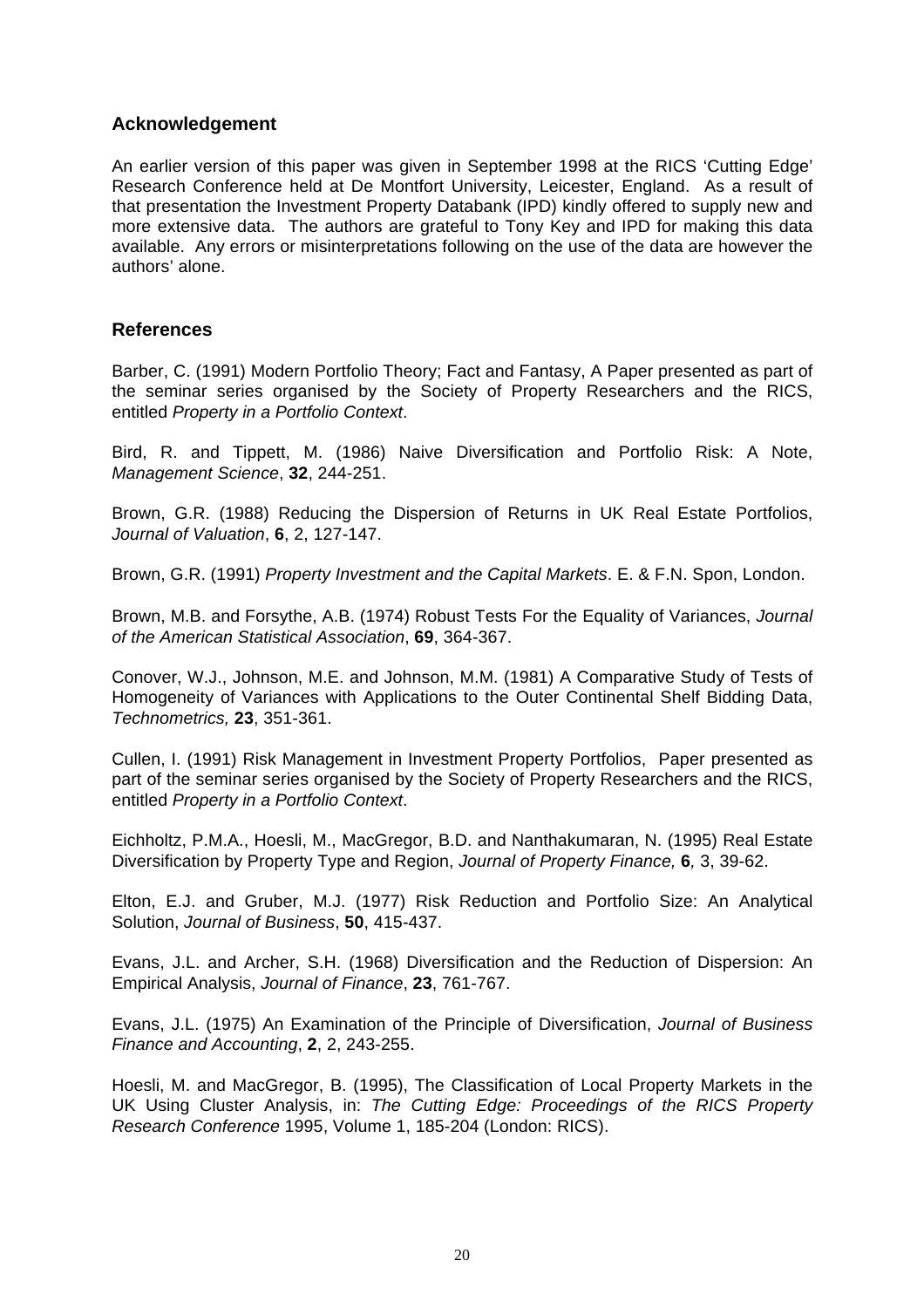## Acknowledgement

An earlier version of this paper was given in September 1998 at the RICS 'Cutting Edge' Research Conference held at De Montfort University, Leicester, England. As a result of that presentation the Investment Property Databank (IPD) kindly offered to supply new and more extensive data. The authors are grateful to Tony Key and IPD for making this data available. Any errors or misinterpretations following on the use of the data are however the authors' alone.

## References

Barber, C. (1991) Modern Portfolio Theory; Fact and Fantasy, A Paper presented as part of the seminar series organised by the Society of Property Researchers and the RICS, entitled *Property in a Portfolio Context*.

Bird, R. and Tippett, M. (1986) Naive Diversification and Portfolio Risk: A Note, *Management Science*, **32**, 244-251.

Brown, G.R. (1988) Reducing the Dispersion of Returns in UK Real Estate Portfolios, *Journal of Valuation*, **6**, 2, 127-147.

Brown, G.R. (1991) *Property Investment and the Capital Markets*. E. & F.N. Spon, London.

Brown, M.B. and Forsythe, A.B. (1974) Robust Tests For the Equality of Variances, *Journal of the American Statistical Association*, **69**, 364-367.

Conover, W.J., Johnson, M.E. and Johnson, M.M. (1981) A Comparative Study of Tests of Homogeneity of Variances with Applications to the Outer Continental Shelf Bidding Data, *Technometrics,* **23**, 351-361.

Cullen, I. (1991) Risk Management in Investment Property Portfolios, Paper presented as part of the seminar series organised by the Society of Property Researchers and the RICS, entitled *Property in a Portfolio Context*.

Eichholtz, P.M.A., Hoesli, M., MacGregor, B.D. and Nanthakumaran, N. (1995) Real Estate Diversification by Property Type and Region, *Journal of Property Finance,* **6**, 3, 39-62.

Elton, E.J. and Gruber, M.J. (1977) Risk Reduction and Portfolio Size: An Analytical Solution, *Journal of Business*, **50**, 415-437.

Evans, J.L. and Archer, S.H. (1968) Diversification and the Reduction of Dispersion: An Empirical Analysis, *Journal of Finance*, **23**, 761-767.

Evans, J.L. (1975) An Examination of the Principle of Diversification, *Journal of Business Finance and Accounting*, **2**, 2, 243-255.

Hoesli, M. and MacGregor, B. (1995), The Classification of Local Property Markets in the UK Using Cluster Analysis, in: *The Cutting Edge: Proceedings of the RICS Property Research Conference* 1995, Volume 1, 185-204 (London: RICS).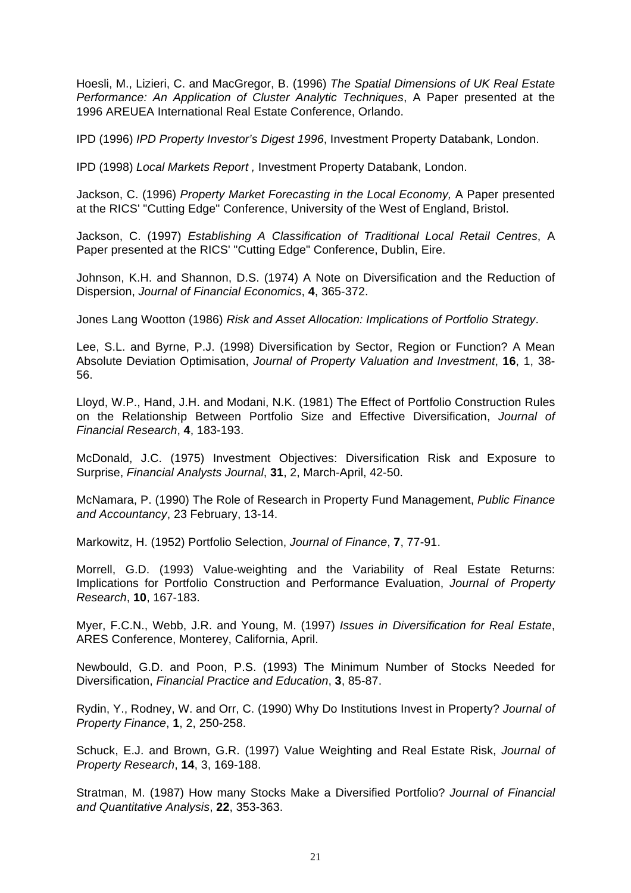Hoesli, M., Lizieri, C. and MacGregor, B. (1996) *The Spatial Dimensions of UK Real Estate Performance: An Application of Cluster Analytic Techniques*, A Paper presented at the 1996 AREUEA International Real Estate Conference, Orlando.

IPD (1996) *IPD Property Investor's Digest 1996*, Investment Property Databank, London.

IPD (1998) *Local Markets Report ,* Investment Property Databank, London.

Jackson, C. (1996) *Property Market Forecasting in the Local Economy,* A Paper presented at the RICS' "Cutting Edge" Conference, University of the West of England, Bristol.

Jackson, C. (1997) *Establishing A Classification of Traditional Local Retail Centres*, A Paper presented at the RICS' "Cutting Edge" Conference, Dublin, Eire.

Johnson, K.H. and Shannon, D.S. (1974) A Note on Diversification and the Reduction of Dispersion, *Journal of Financial Economics*, **4**, 365-372.

Jones Lang Wootton (1986) *Risk and Asset Allocation: Implications of Portfolio Strategy*.

Lee, S.L. and Byrne, P.J. (1998) Diversification by Sector, Region or Function? A Mean Absolute Deviation Optimisation, *Journal of Property Valuation and Investment*, **16**, 1, 38-56.

Lloyd, W.P., Hand, J.H. and Modani, N.K. (1981) The Effect of Portfolio Construction Rules on the Relationship Between Portfolio Size and Effective Diversification, *Journal of Financial Research*, **4**, 183-193.

McDonald, J.C. (1975) Investment Objectives: Diversification Risk and Exposure to Surprise, *Financial Analysts Journal*, **31**, 2, March-April, 42-50.

McNamara, P. (1990) The Role of Research in Property Fund Management, *Public Finance and Accountancy*, 23 February, 13-14.

Markowitz, H. (1952) Portfolio Selection, *Journal of Finance*, **7**, 77-91.

Morrell, G.D. (1993) Value-weighting and the Variability of Real Estate Returns: Implications for Portfolio Construction and Performance Evaluation, *Journal of Property Research*, **10**, 167-183.

Myer, F.C.N., Webb, J.R. and Young, M. (1997) *Issues in Diversification for Real Estate*, ARES Conference, Monterey, California, April.

Newbould, G.D. and Poon, P.S. (1993) The Minimum Number of Stocks Needed for Diversification, *Financial Practice and Education*, **3**, 85-87.

Rydin, Y., Rodney, W. and Orr, C. (1990) Why Do Institutions Invest in Property? *Journal of Property Finance*, **1**, 2, 250-258.

Schuck, E.J. and Brown, G.R. (1997) Value Weighting and Real Estate Risk, *Journal of Property Research*, **14**, 3, 169-188.

Stratman, M. (1987) How many Stocks Make a Diversified Portfolio? *Journal of Financial and Quantitative Analysis*, **22**, 353-363.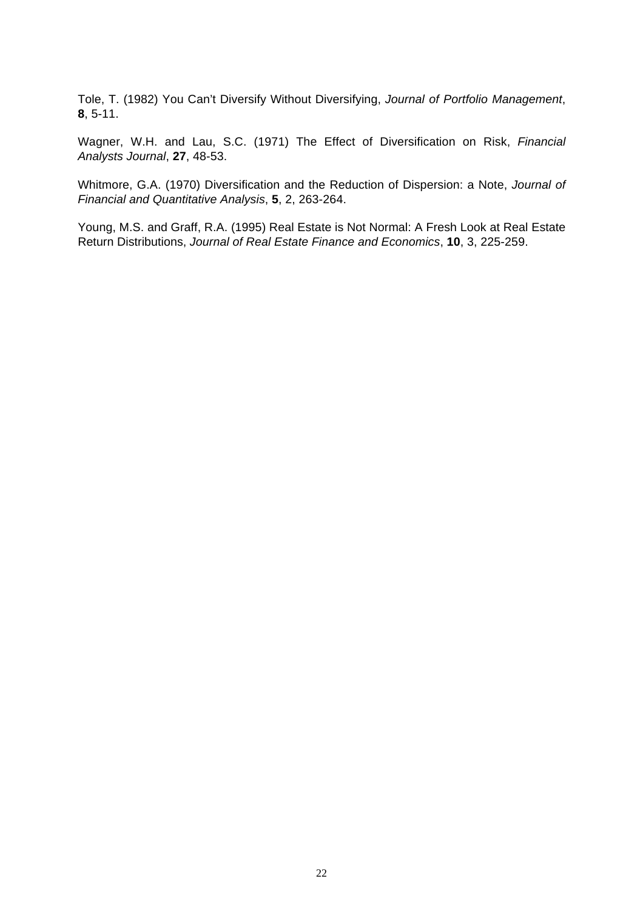Tole, T. (1982) You Can't Diversify Without Diversifying, *Journal of Portfolio Management*, **8**, 5-11.

Wagner, W.H. and Lau, S.C. (1971) The Effect of Diversification on Risk, *Financial Analysts Journal*, **27**, 48-53.

Whitmore, G.A. (1970) Diversification and the Reduction of Dispersion: a Note, *Journal of Financial and Quantitative Analysis*, **5**, 2, 263-264.

Young, M.S. and Graff, R.A. (1995) Real Estate is Not Normal: A Fresh Look at Real Estate Return Distributions, *Journal of Real Estate Finance and Economics*, **10**, 3, 225-259.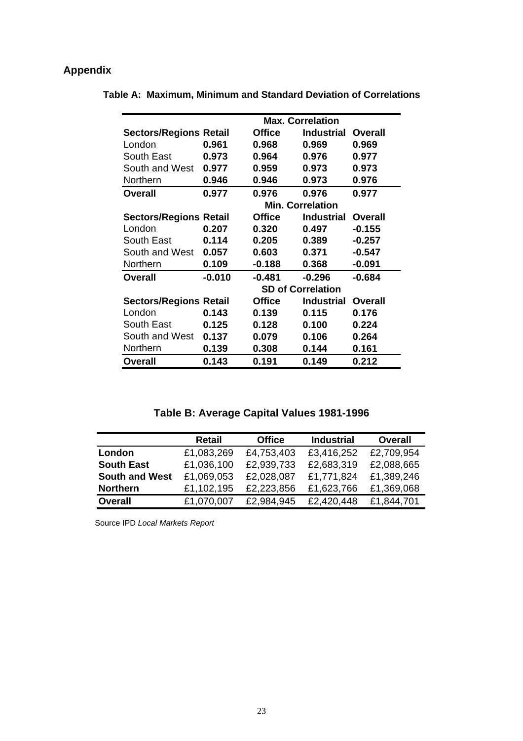## Appendix

**Table A: Maximum, Minimum and Standard Deviation of Correlations**

| | | | Max. Correlation | |
|---|---|---|---|---|
| **Sectors/Regions** | **Retail** | **Office** | **Industrial** | **Overall** |
| London | **0.961** | **0.968** | **0.969** | **0.969** |
| South East | **0.973** | **0.964** | **0.976** | **0.977** |
| South and West | **0.977** | **0.959** | **0.973** | **0.973** |
| Northern | **0.946** | **0.946** | **0.973** | **0.976** |
| **Overall** | **0.977** | **0.976** | **0.976** | **0.977** |
| | | | **Min. Correlation** | |
| **Sectors/Regions** | **Retail** | **Office** | **Industrial** | **Overall** |
| London | **0.207** | **0.320** | **0.497** | **-0.155** |
| South East | **0.114** | **0.205** | **0.389** | **-0.257** |
| South and West | **0.057** | **0.603** | **0.371** | **-0.547** |
| Northern | **0.109** | **-0.188** | **0.368** | **-0.091** |
| **Overall** | **-0.010** | **-0.481** | **-0.296** | **-0.684** |
| | | | **SD of Correlation** | |
| **Sectors/Regions** | **Retail** | **Office** | **Industrial** | **Overall** |
| London | **0.143** | **0.139** | **0.115** | **0.176** |
| South East | **0.125** | **0.128** | **0.100** | **0.224** |
| South and West | **0.137** | **0.079** | **0.106** | **0.264** |
| Northern | **0.139** | **0.308** | **0.144** | **0.161** |
| **Overall** | **0.143** | **0.191** | **0.149** | **0.212** |

**Table B: Average Capital Values 1981-1996**

| | **Retail** | **Office** | **Industrial** | **Overall** |
|---|---|---|---|---|
| **London** | £1,083,269 | £4,753,403 | £3,416,252 | £2,709,954 |
| **South East** | £1,036,100 | £2,939,733 | £2,683,319 | £2,088,665 |
| **South and West** | £1,069,053 | £2,028,087 | £1,771,824 | £1,389,246 |
| **Northern** | £1,102,195 | £2,223,856 | £1,623,766 | £1,369,068 |
| **Overall** | £1,070,007 | £2,984,945 | £2,420,448 | £1,844,701 |

Source IPD *Local Markets Report*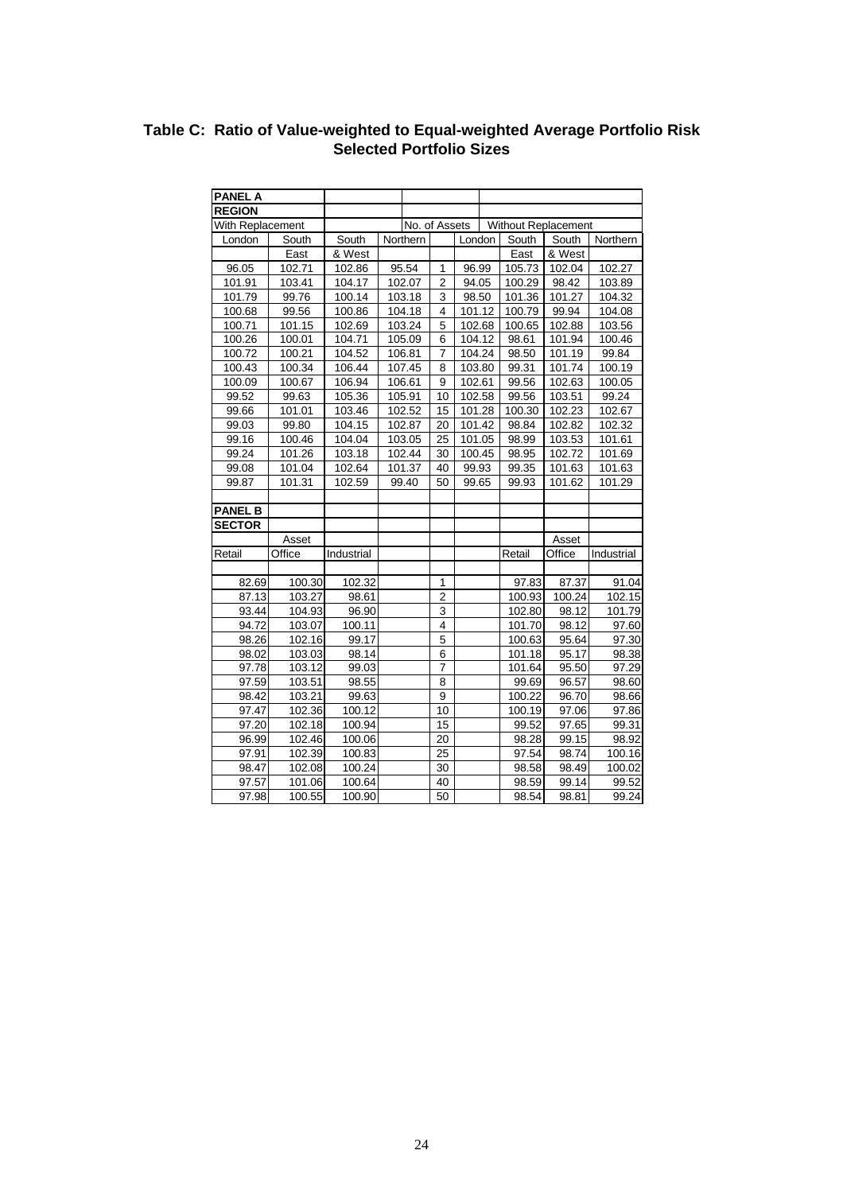# Table C: Ratio of Value-weighted to Equal-weighted Average Portfolio Risk Selected Portfolio Sizes

| **PANEL A** | | | | | | | | |
|---|---|---|---|---|---|---|---|---|
| **REGION** | | | | | | | | |
| With Replacement | | | | No. of Assets | Without Replacement | | | |
| London | South East | South & West | Northern | | London | South East | South & West | Northern |
| 96.05 | 102.71 | 102.86 | 95.54 | 1 | 96.99 | 105.73 | 102.04 | 102.27 |
| 101.91 | 103.41 | 104.17 | 102.07 | 2 | 94.05 | 100.29 | 98.42 | 103.89 |
| 101.79 | 99.76 | 100.14 | 103.18 | 3 | 98.50 | 101.36 | 101.27 | 104.32 |
| 100.68 | 99.56 | 100.86 | 104.18 | 4 | 101.12 | 100.79 | 99.94 | 104.08 |
| 100.71 | 101.15 | 102.69 | 103.24 | 5 | 102.68 | 100.65 | 102.88 | 103.56 |
| 100.26 | 100.01 | 104.71 | 105.09 | 6 | 104.12 | 98.61 | 101.94 | 100.46 |
| 100.72 | 100.21 | 104.52 | 106.81 | 7 | 104.24 | 98.50 | 101.19 | 99.84 |
| 100.43 | 100.34 | 106.44 | 107.45 | 8 | 103.80 | 99.31 | 101.74 | 100.19 |
| 100.09 | 100.67 | 106.94 | 106.61 | 9 | 102.61 | 99.56 | 102.63 | 100.05 |
| 99.52 | 99.63 | 105.36 | 105.91 | 10 | 102.58 | 99.56 | 103.51 | 99.24 |
| 99.66 | 101.01 | 103.46 | 102.52 | 15 | 101.28 | 100.30 | 102.23 | 102.67 |
| 99.03 | 99.80 | 104.15 | 102.87 | 20 | 101.42 | 98.84 | 102.82 | 102.32 |
| 99.16 | 100.46 | 104.04 | 103.05 | 25 | 101.05 | 98.99 | 103.53 | 101.61 |
| 99.24 | 101.26 | 103.18 | 102.44 | 30 | 100.45 | 98.95 | 102.72 | 101.69 |
| 99.08 | 101.04 | 102.64 | 101.37 | 40 | 99.93 | 99.35 | 101.63 | 101.63 |
| 99.87 | 101.31 | 102.59 | 99.40 | 50 | 99.65 | 99.93 | 101.62 | 101.29 |
| | | | | | | | | |
| **PANEL B** | | | | | | | | |
| **SECTOR** | | | | | | | | |
| | Asset | | | | | | Asset | |
| Retail | Office | Industrial | | | | Retail | Office | Industrial |
| 82.69 | 100.30 | 102.32 | | 1 | | 97.83 | 87.37 | 91.04 |
| 87.13 | 103.27 | 98.61 | | 2 | | 100.93 | 100.24 | 102.15 |
| 93.44 | 104.93 | 96.90 | | 3 | | 102.80 | 98.12 | 101.79 |
| 94.72 | 103.07 | 100.11 | | 4 | | 101.70 | 98.12 | 97.60 |
| 98.26 | 102.16 | 99.17 | | 5 | | 100.63 | 95.64 | 97.30 |
| 98.02 | 103.03 | 98.14 | | 6 | | 101.18 | 95.17 | 98.38 |
| 97.78 | 103.12 | 99.03 | | 7 | | 101.64 | 95.50 | 97.29 |
| 97.59 | 103.51 | 98.55 | | 8 | | 99.69 | 96.57 | 98.60 |
| 98.42 | 103.21 | 99.63 | | 9 | | 100.22 | 96.70 | 98.66 |
| 97.47 | 102.36 | 100.12 | | 10 | | 100.19 | 97.06 | 97.86 |
| 97.20 | 102.18 | 100.94 | | 15 | | 99.52 | 97.65 | 99.31 |
| 96.99 | 102.46 | 100.06 | | 20 | | 98.28 | 99.15 | 98.92 |
| 97.91 | 102.39 | 100.83 | | 25 | | 97.54 | 98.74 | 100.16 |
| 98.47 | 102.08 | 100.24 | | 30 | | 98.58 | 98.49 | 100.02 |
| 97.57 | 101.06 | 100.64 | | 40 | | 98.59 | 99.14 | 99.52 |
| 97.98 | 100.55 | 100.90 | | 50 | | 98.54 | 98.81 | 99.24 |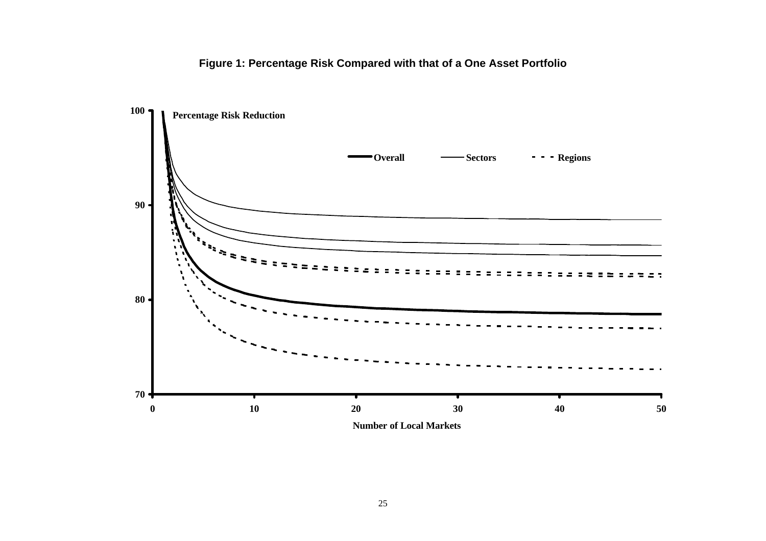**Figure 1: Percentage Risk Compared with that of a One Asset Portfolio**

Percentage Risk Reduction

Overall — Sectors — Regions

Number of Local Markets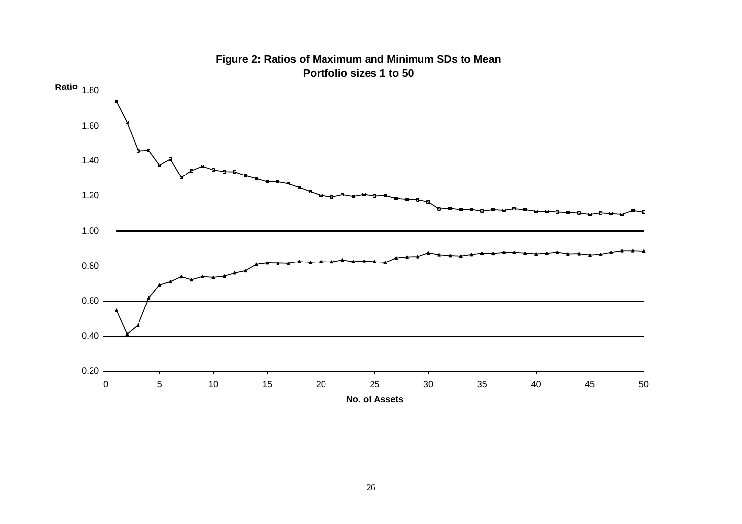**Figure 2: Ratios of Maximum and Minimum SDs to Mean**
**Portfolio sizes 1 to 50**

Ratio

1.80
1.60
1.40
1.20
1.00
0.80
0.60
0.40
0.20

0 5 10 15 20 25 30 35 40 45 50

No. of Assets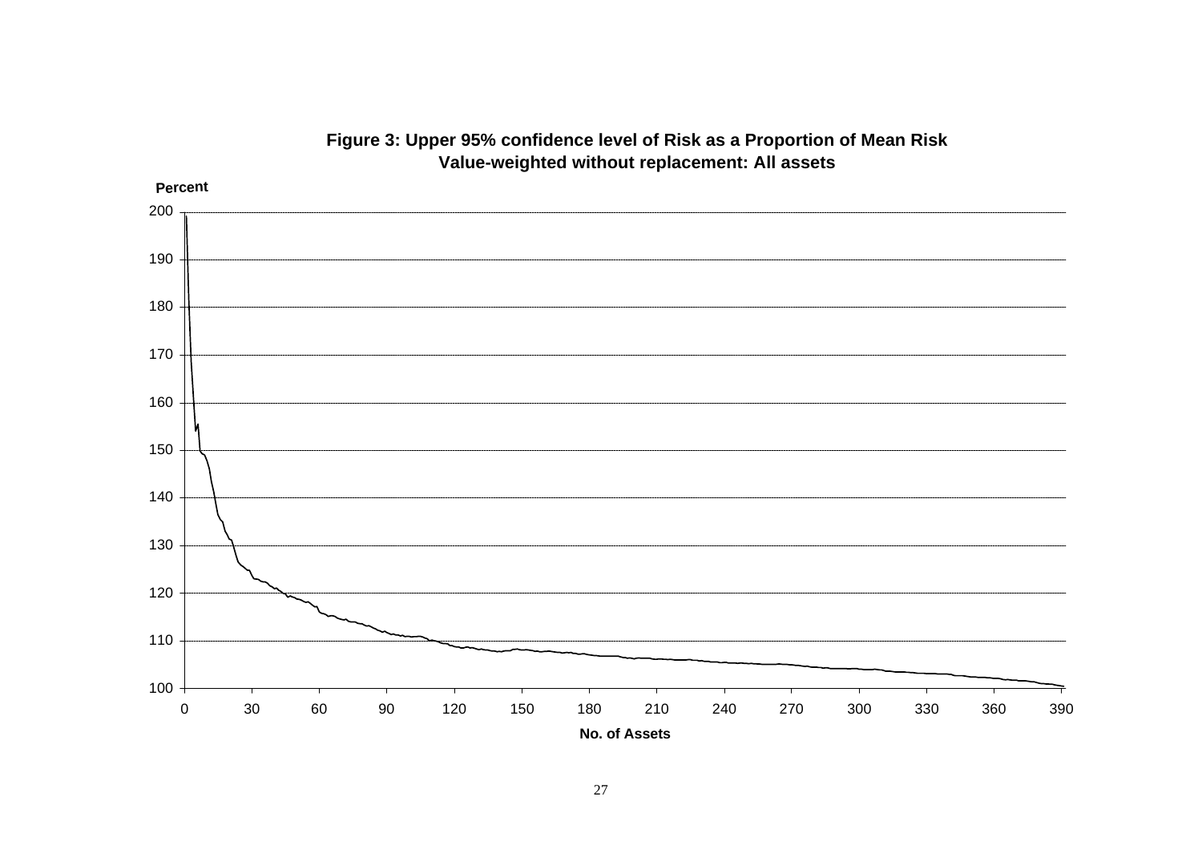**Figure 3: Upper 95% confidence level of Risk as a Proportion of Mean Risk**
**Value-weighted without replacement: All assets**

Percent

200
190
180
170
160
150
140
130
120
110
100

0 30 60 90 120 150 180 210 240 270 300 330 360 390

**No. of Assets**